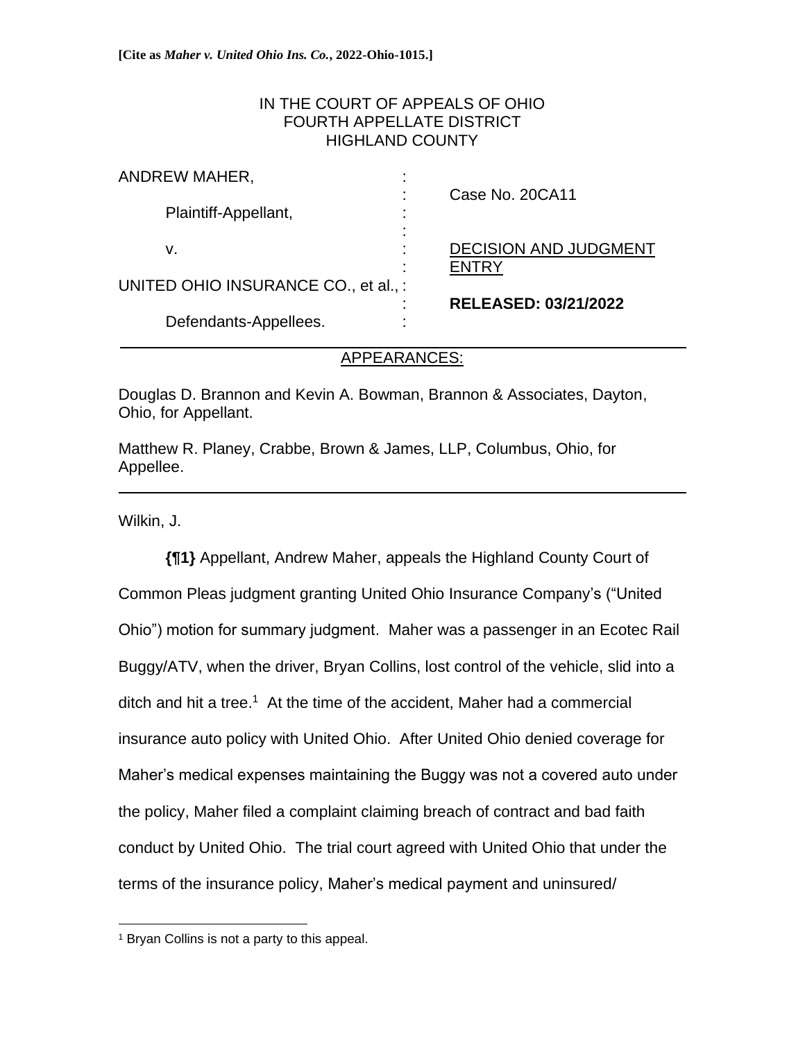**[Cite as *Maher v. United Ohio Ins. Co.*, 2022-Ohio-1015.]**

IN THE COURT OF APPEALS OF OHIO
FOURTH APPELLATE DISTRICT
HIGHLAND COUNTY

ANDREW MAHER,

Plaintiff-Appellant,

v.

UNITED OHIO INSURANCE CO., et al.,

Defendants-Appellees.

Case No. 20CA11

DECISION AND JUDGMENT ENTRY

**RELEASED: 03/21/2022**

APPEARANCES:

Douglas D. Brannon and Kevin A. Bowman, Brannon & Associates, Dayton, Ohio, for Appellant.

Matthew R. Planey, Crabbe, Brown & James, LLP, Columbus, Ohio, for Appellee.

Wilkin, J.

**{¶1}** Appellant, Andrew Maher, appeals the Highland County Court of Common Pleas judgment granting United Ohio Insurance Company's ("United Ohio") motion for summary judgment. Maher was a passenger in an Ecotec Rail Buggy/ATV, when the driver, Bryan Collins, lost control of the vehicle, slid into a ditch and hit a tree.[1] At the time of the accident, Maher had a commercial insurance auto policy with United Ohio. After United Ohio denied coverage for Maher's medical expenses maintaining the Buggy was not a covered auto under the policy, Maher filed a complaint claiming breach of contract and bad faith conduct by United Ohio. The trial court agreed with United Ohio that under the terms of the insurance policy, Maher's medical payment and uninsured/

[1] Bryan Collins is not a party to this appeal.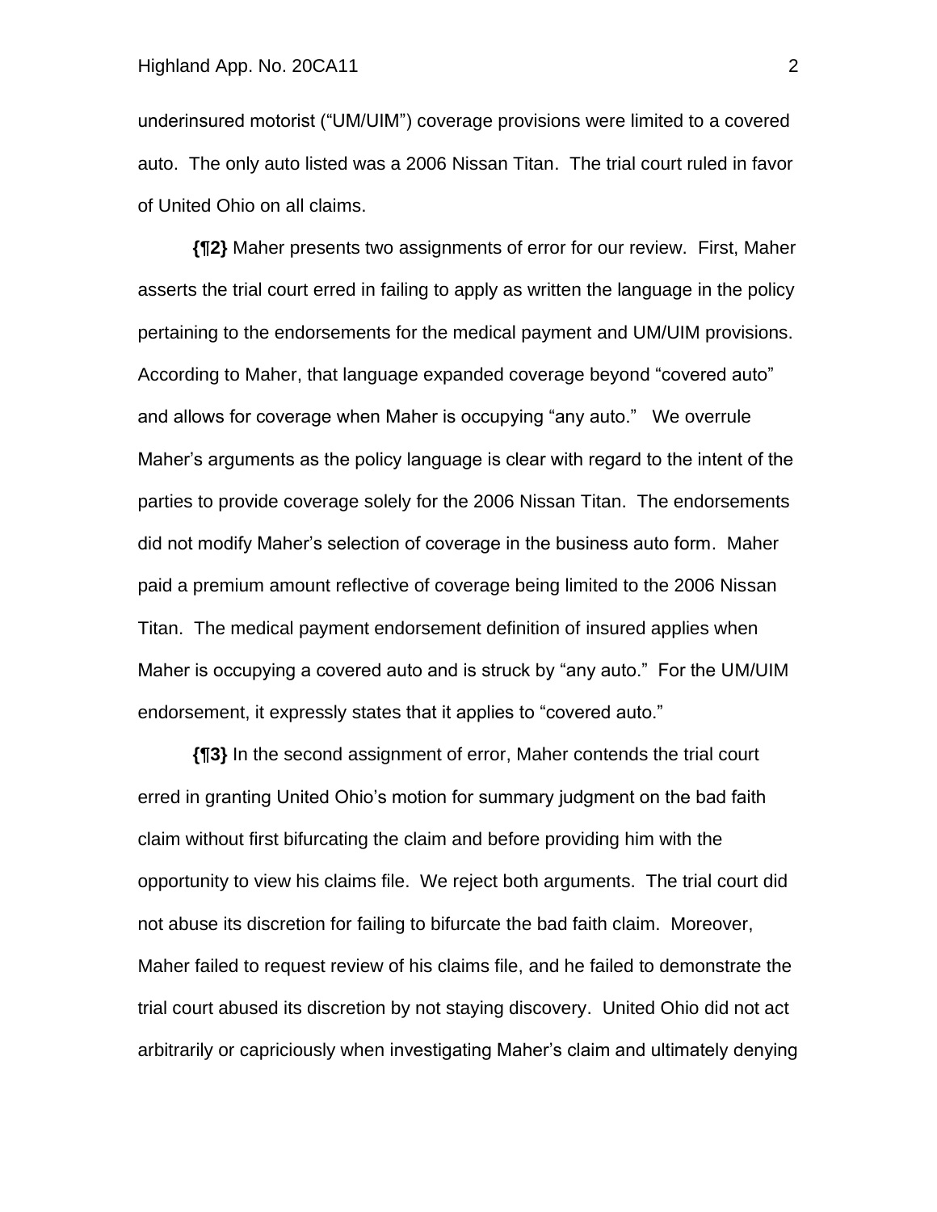underinsured motorist ("UM/UIM") coverage provisions were limited to a covered auto. The only auto listed was a 2006 Nissan Titan. The trial court ruled in favor of United Ohio on all claims.

**{¶2}** Maher presents two assignments of error for our review. First, Maher asserts the trial court erred in failing to apply as written the language in the policy pertaining to the endorsements for the medical payment and UM/UIM provisions. According to Maher, that language expanded coverage beyond "covered auto" and allows for coverage when Maher is occupying "any auto." We overrule Maher's arguments as the policy language is clear with regard to the intent of the parties to provide coverage solely for the 2006 Nissan Titan. The endorsements did not modify Maher's selection of coverage in the business auto form. Maher paid a premium amount reflective of coverage being limited to the 2006 Nissan Titan. The medical payment endorsement definition of insured applies when Maher is occupying a covered auto and is struck by "any auto." For the UM/UIM endorsement, it expressly states that it applies to "covered auto."

**{¶3}** In the second assignment of error, Maher contends the trial court erred in granting United Ohio's motion for summary judgment on the bad faith claim without first bifurcating the claim and before providing him with the opportunity to view his claims file. We reject both arguments. The trial court did not abuse its discretion for failing to bifurcate the bad faith claim. Moreover, Maher failed to request review of his claims file, and he failed to demonstrate the trial court abused its discretion by not staying discovery. United Ohio did not act arbitrarily or capriciously when investigating Maher's claim and ultimately denying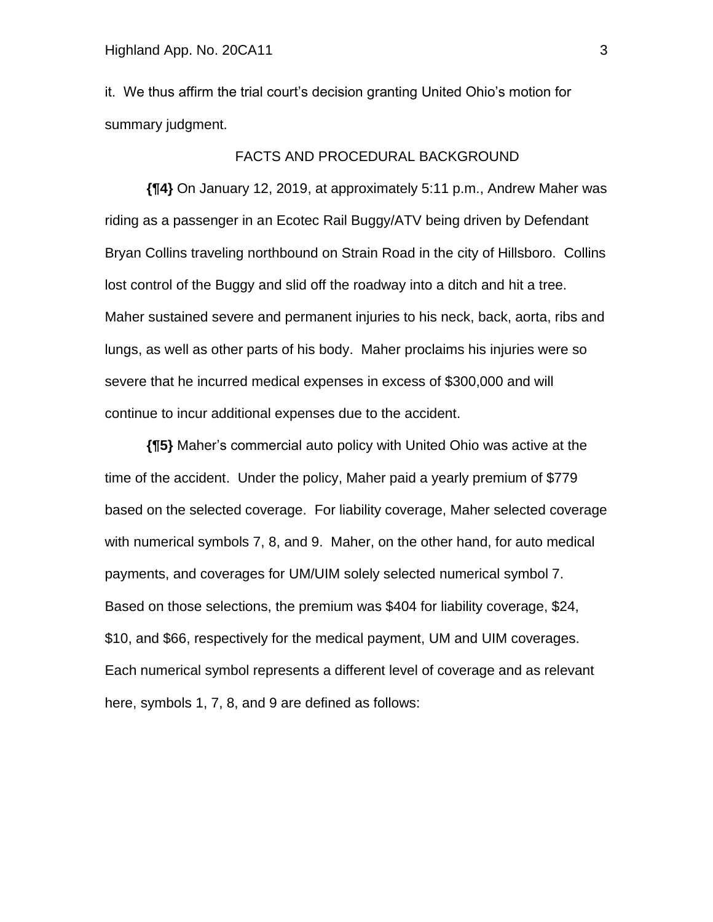it. We thus affirm the trial court's decision granting United Ohio's motion for summary judgment.

## FACTS AND PROCEDURAL BACKGROUND

**{¶4}** On January 12, 2019, at approximately 5:11 p.m., Andrew Maher was riding as a passenger in an Ecotec Rail Buggy/ATV being driven by Defendant Bryan Collins traveling northbound on Strain Road in the city of Hillsboro. Collins lost control of the Buggy and slid off the roadway into a ditch and hit a tree. Maher sustained severe and permanent injuries to his neck, back, aorta, ribs and lungs, as well as other parts of his body. Maher proclaims his injuries were so severe that he incurred medical expenses in excess of $300,000 and will continue to incur additional expenses due to the accident.

**{¶5}** Maher's commercial auto policy with United Ohio was active at the time of the accident. Under the policy, Maher paid a yearly premium of $779 based on the selected coverage. For liability coverage, Maher selected coverage with numerical symbols 7, 8, and 9. Maher, on the other hand, for auto medical payments, and coverages for UM/UIM solely selected numerical symbol 7. Based on those selections, the premium was $404 for liability coverage, $24, $10, and $66, respectively for the medical payment, UM and UIM coverages. Each numerical symbol represents a different level of coverage and as relevant here, symbols 1, 7, 8, and 9 are defined as follows: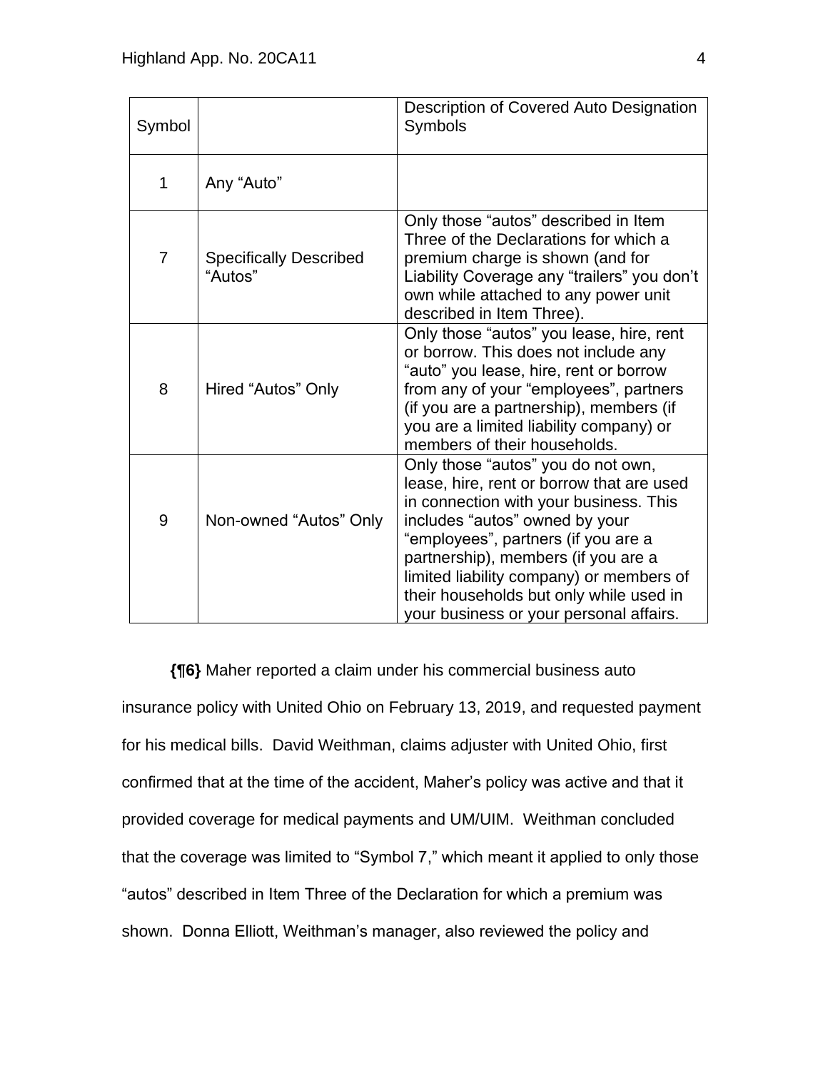| Symbol | | Description of Covered Auto Designation Symbols |
|---|---|---|
| 1 | Any “Auto” | |
| 7 | Specifically Described “Autos” | Only those “autos” described in Item Three of the Declarations for which a premium charge is shown (and for Liability Coverage any “trailers” you don’t own while attached to any power unit described in Item Three). |
| 8 | Hired “Autos” Only | Only those “autos” you lease, hire, rent or borrow. This does not include any “auto” you lease, hire, rent or borrow from any of your “employees”, partners (if you are a partnership), members (if you are a limited liability company) or members of their households. |
| 9 | Non-owned “Autos” Only | Only those “autos” you do not own, lease, hire, rent or borrow that are used in connection with your business. This includes “autos” owned by your “employees”, partners (if you are a partnership), members (if you are a limited liability company) or members of their households but only while used in your business or your personal affairs. |

**{¶6}** Maher reported a claim under his commercial business auto insurance policy with United Ohio on February 13, 2019, and requested payment for his medical bills. David Weithman, claims adjuster with United Ohio, first confirmed that at the time of the accident, Maher’s policy was active and that it provided coverage for medical payments and UM/UIM. Weithman concluded that the coverage was limited to “Symbol 7,” which meant it applied to only those “autos” described in Item Three of the Declaration for which a premium was shown. Donna Elliott, Weithman’s manager, also reviewed the policy and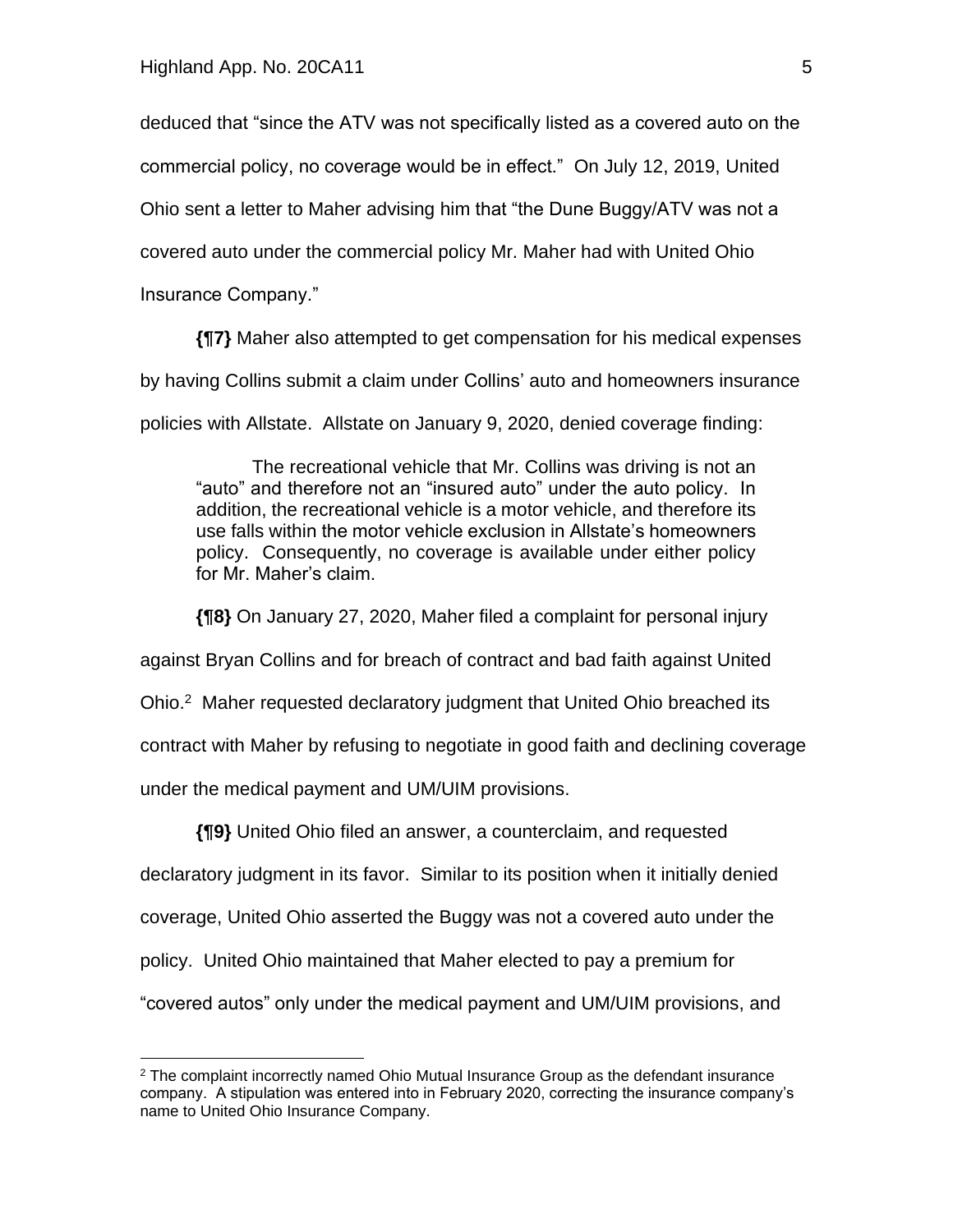deduced that "since the ATV was not specifically listed as a covered auto on the commercial policy, no coverage would be in effect." On July 12, 2019, United Ohio sent a letter to Maher advising him that "the Dune Buggy/ATV was not a covered auto under the commercial policy Mr. Maher had with United Ohio Insurance Company."

**{¶7}** Maher also attempted to get compensation for his medical expenses by having Collins submit a claim under Collins' auto and homeowners insurance policies with Allstate. Allstate on January 9, 2020, denied coverage finding:

> The recreational vehicle that Mr. Collins was driving is not an "auto" and therefore not an "insured auto" under the auto policy. In addition, the recreational vehicle is a motor vehicle, and therefore its use falls within the motor vehicle exclusion in Allstate's homeowners policy. Consequently, no coverage is available under either policy for Mr. Maher's claim.

**{¶8}** On January 27, 2020, Maher filed a complaint for personal injury against Bryan Collins and for breach of contract and bad faith against United Ohio.[2] Maher requested declaratory judgment that United Ohio breached its contract with Maher by refusing to negotiate in good faith and declining coverage under the medical payment and UM/UIM provisions.

**{¶9}** United Ohio filed an answer, a counterclaim, and requested declaratory judgment in its favor. Similar to its position when it initially denied coverage, United Ohio asserted the Buggy was not a covered auto under the policy. United Ohio maintained that Maher elected to pay a premium for "covered autos" only under the medical payment and UM/UIM provisions, and

---

[2] The complaint incorrectly named Ohio Mutual Insurance Group as the defendant insurance company. A stipulation was entered into in February 2020, correcting the insurance company's name to United Ohio Insurance Company.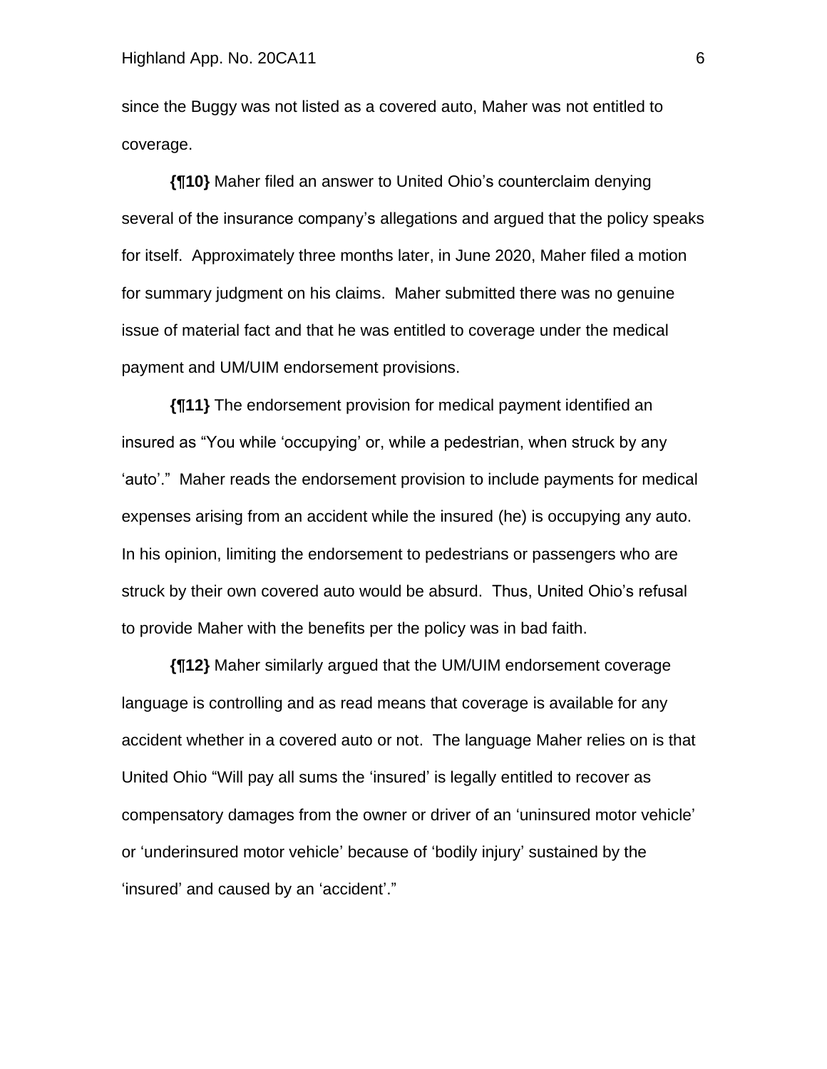since the Buggy was not listed as a covered auto, Maher was not entitled to coverage.

**{¶10}** Maher filed an answer to United Ohio's counterclaim denying several of the insurance company's allegations and argued that the policy speaks for itself. Approximately three months later, in June 2020, Maher filed a motion for summary judgment on his claims. Maher submitted there was no genuine issue of material fact and that he was entitled to coverage under the medical payment and UM/UIM endorsement provisions.

**{¶11}** The endorsement provision for medical payment identified an insured as "You while 'occupying' or, while a pedestrian, when struck by any 'auto'." Maher reads the endorsement provision to include payments for medical expenses arising from an accident while the insured (he) is occupying any auto. In his opinion, limiting the endorsement to pedestrians or passengers who are struck by their own covered auto would be absurd. Thus, United Ohio's refusal to provide Maher with the benefits per the policy was in bad faith.

**{¶12}** Maher similarly argued that the UM/UIM endorsement coverage language is controlling and as read means that coverage is available for any accident whether in a covered auto or not. The language Maher relies on is that United Ohio "Will pay all sums the 'insured' is legally entitled to recover as compensatory damages from the owner or driver of an 'uninsured motor vehicle' or 'underinsured motor vehicle' because of 'bodily injury' sustained by the 'insured' and caused by an 'accident'."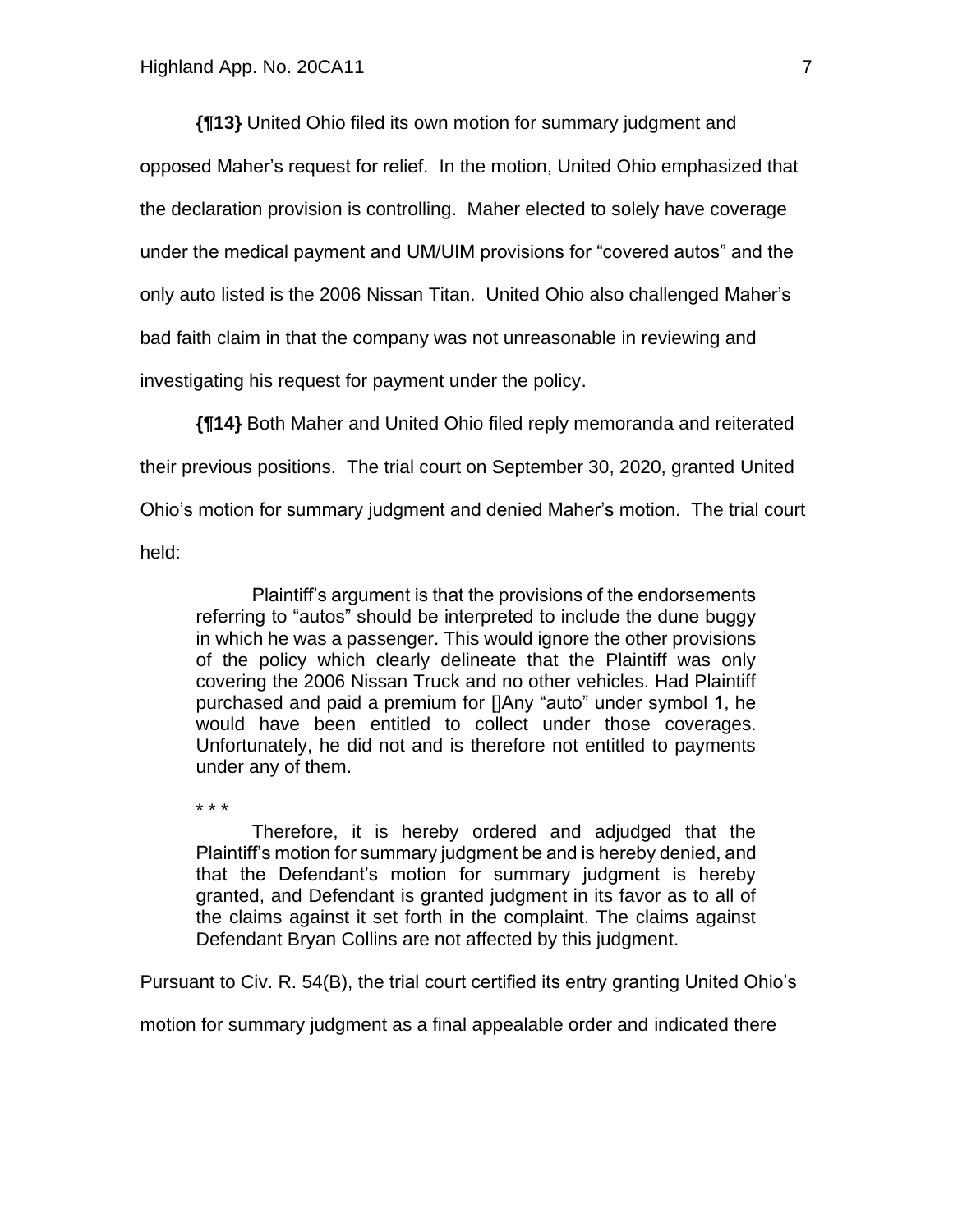**{¶13}** United Ohio filed its own motion for summary judgment and opposed Maher's request for relief. In the motion, United Ohio emphasized that the declaration provision is controlling. Maher elected to solely have coverage under the medical payment and UM/UIM provisions for "covered autos" and the only auto listed is the 2006 Nissan Titan. United Ohio also challenged Maher's bad faith claim in that the company was not unreasonable in reviewing and investigating his request for payment under the policy.

**{¶14}** Both Maher and United Ohio filed reply memoranda and reiterated their previous positions. The trial court on September 30, 2020, granted United Ohio's motion for summary judgment and denied Maher's motion. The trial court held:

> Plaintiff's argument is that the provisions of the endorsements referring to "autos" should be interpreted to include the dune buggy in which he was a passenger. This would ignore the other provisions of the policy which clearly delineate that the Plaintiff was only covering the 2006 Nissan Truck and no other vehicles. Had Plaintiff purchased and paid a premium for []Any "auto" under symbol 1, he would have been entitled to collect under those coverages. Unfortunately, he did not and is therefore not entitled to payments under any of them.
>
> \* \* \*
>
> Therefore, it is hereby ordered and adjudged that the Plaintiff's motion for summary judgment be and is hereby denied, and that the Defendant's motion for summary judgment is hereby granted, and Defendant is granted judgment in its favor as to all of the claims against it set forth in the complaint. The claims against Defendant Bryan Collins are not affected by this judgment.

Pursuant to Civ. R. 54(B), the trial court certified its entry granting United Ohio's motion for summary judgment as a final appealable order and indicated there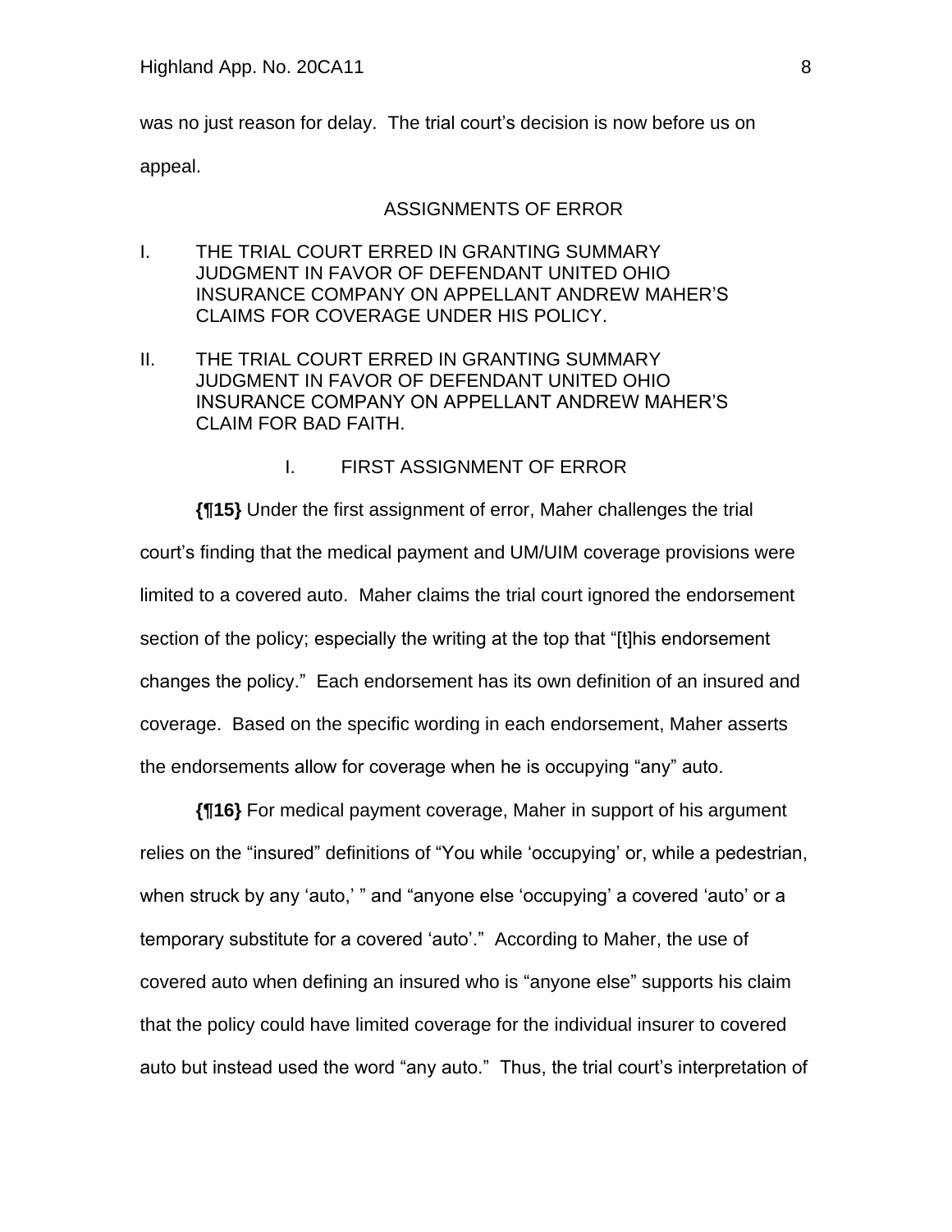was no just reason for delay. The trial court's decision is now before us on appeal.

## ASSIGNMENTS OF ERROR

I. THE TRIAL COURT ERRED IN GRANTING SUMMARY JUDGMENT IN FAVOR OF DEFENDANT UNITED OHIO INSURANCE COMPANY ON APPELLANT ANDREW MAHER'S CLAIMS FOR COVERAGE UNDER HIS POLICY.

II. THE TRIAL COURT ERRED IN GRANTING SUMMARY JUDGMENT IN FAVOR OF DEFENDANT UNITED OHIO INSURANCE COMPANY ON APPELLANT ANDREW MAHER'S CLAIM FOR BAD FAITH.

### I. FIRST ASSIGNMENT OF ERROR

**{¶15}** Under the first assignment of error, Maher challenges the trial court's finding that the medical payment and UM/UIM coverage provisions were limited to a covered auto. Maher claims the trial court ignored the endorsement section of the policy; especially the writing at the top that "[t]his endorsement changes the policy." Each endorsement has its own definition of an insured and coverage. Based on the specific wording in each endorsement, Maher asserts the endorsements allow for coverage when he is occupying "any" auto.

**{¶16}** For medical payment coverage, Maher in support of his argument relies on the "insured" definitions of "You while 'occupying' or, while a pedestrian, when struck by any 'auto,' " and "anyone else 'occupying' a covered 'auto' or a temporary substitute for a covered 'auto'." According to Maher, the use of covered auto when defining an insured who is "anyone else" supports his claim that the policy could have limited coverage for the individual insurer to covered auto but instead used the word "any auto." Thus, the trial court's interpretation of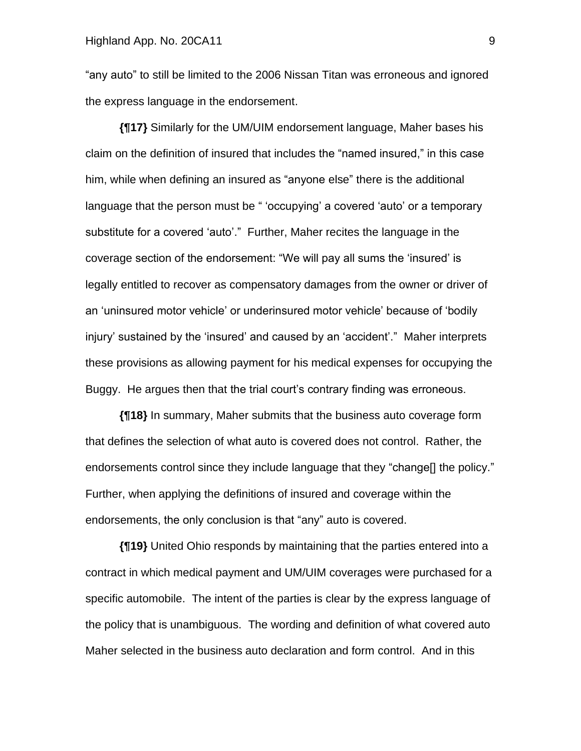"any auto" to still be limited to the 2006 Nissan Titan was erroneous and ignored the express language in the endorsement.

**{¶17}** Similarly for the UM/UIM endorsement language, Maher bases his claim on the definition of insured that includes the "named insured," in this case him, while when defining an insured as "anyone else" there is the additional language that the person must be " 'occupying' a covered 'auto' or a temporary substitute for a covered 'auto'." Further, Maher recites the language in the coverage section of the endorsement: "We will pay all sums the 'insured' is legally entitled to recover as compensatory damages from the owner or driver of an 'uninsured motor vehicle' or underinsured motor vehicle' because of 'bodily injury' sustained by the 'insured' and caused by an 'accident'." Maher interprets these provisions as allowing payment for his medical expenses for occupying the Buggy. He argues then that the trial court's contrary finding was erroneous.

**{¶18}** In summary, Maher submits that the business auto coverage form that defines the selection of what auto is covered does not control. Rather, the endorsements control since they include language that they "change[] the policy." Further, when applying the definitions of insured and coverage within the endorsements, the only conclusion is that "any" auto is covered.

**{¶19}** United Ohio responds by maintaining that the parties entered into a contract in which medical payment and UM/UIM coverages were purchased for a specific automobile. The intent of the parties is clear by the express language of the policy that is unambiguous. The wording and definition of what covered auto Maher selected in the business auto declaration and form control. And in this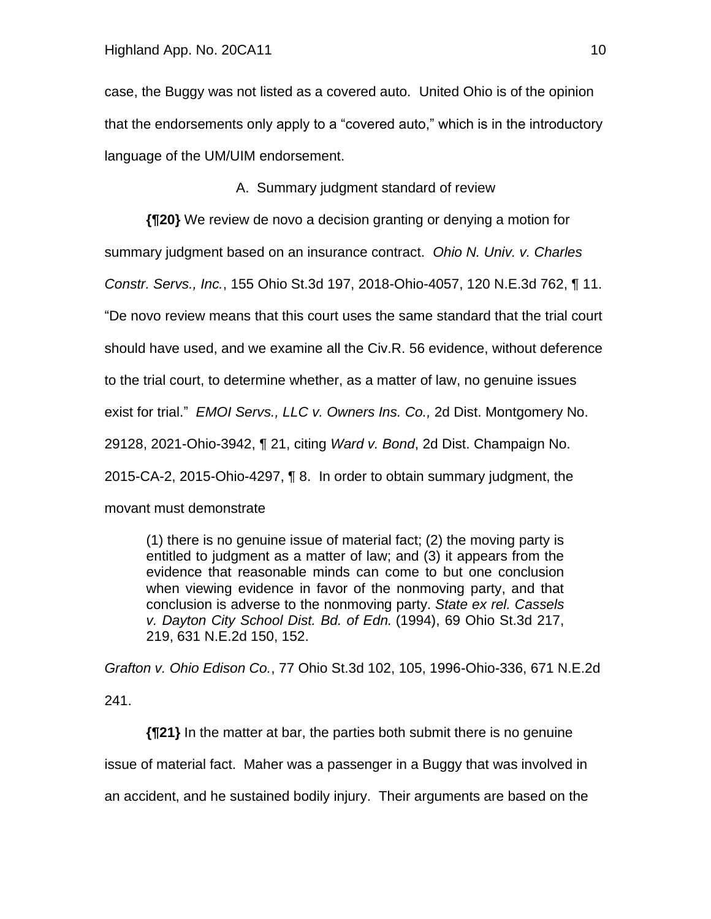case, the Buggy was not listed as a covered auto. United Ohio is of the opinion that the endorsements only apply to a "covered auto," which is in the introductory language of the UM/UIM endorsement.

A. Summary judgment standard of review

**{¶20}** We review de novo a decision granting or denying a motion for summary judgment based on an insurance contract. *Ohio N. Univ. v. Charles Constr. Servs., Inc.*, 155 Ohio St.3d 197, 2018-Ohio-4057, 120 N.E.3d 762, ¶ 11. "De novo review means that this court uses the same standard that the trial court should have used, and we examine all the Civ.R. 56 evidence, without deference to the trial court, to determine whether, as a matter of law, no genuine issues exist for trial." *EMOI Servs., LLC v. Owners Ins. Co.,* 2d Dist. Montgomery No. 29128, 2021-Ohio-3942, ¶ 21, citing *Ward v. Bond*, 2d Dist. Champaign No. 2015-CA-2, 2015-Ohio-4297, ¶ 8. In order to obtain summary judgment, the movant must demonstrate

> (1) there is no genuine issue of material fact; (2) the moving party is entitled to judgment as a matter of law; and (3) it appears from the evidence that reasonable minds can come to but one conclusion when viewing evidence in favor of the nonmoving party, and that conclusion is adverse to the nonmoving party. *State ex rel. Cassels v. Dayton City School Dist. Bd. of Edn.* (1994), 69 Ohio St.3d 217, 219, 631 N.E.2d 150, 152.

*Grafton v. Ohio Edison Co.*, 77 Ohio St.3d 102, 105, 1996-Ohio-336, 671 N.E.2d 241.

**{¶21}** In the matter at bar, the parties both submit there is no genuine issue of material fact. Maher was a passenger in a Buggy that was involved in an accident, and he sustained bodily injury. Their arguments are based on the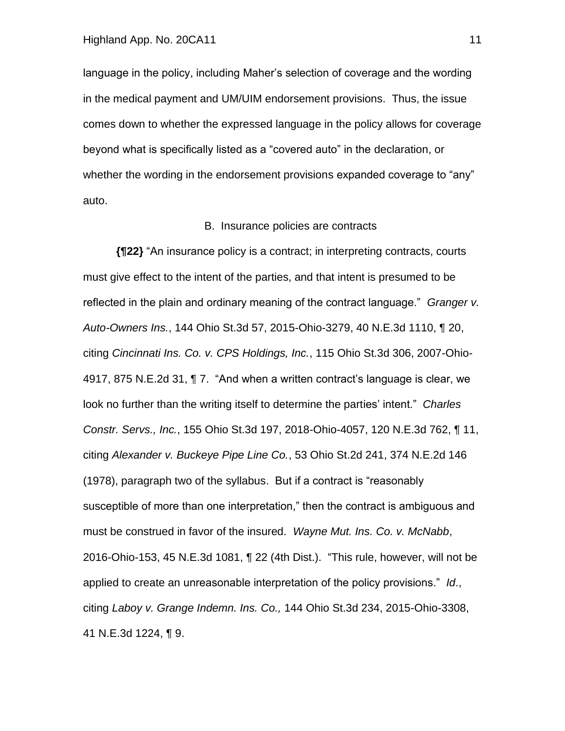language in the policy, including Maher's selection of coverage and the wording in the medical payment and UM/UIM endorsement provisions. Thus, the issue comes down to whether the expressed language in the policy allows for coverage beyond what is specifically listed as a "covered auto" in the declaration, or whether the wording in the endorsement provisions expanded coverage to "any" auto.

B. Insurance policies are contracts

**{¶22}** "An insurance policy is a contract; in interpreting contracts, courts must give effect to the intent of the parties, and that intent is presumed to be reflected in the plain and ordinary meaning of the contract language." *Granger v. Auto-Owners Ins.*, 144 Ohio St.3d 57, 2015-Ohio-3279, 40 N.E.3d 1110, ¶ 20, citing *Cincinnati Ins. Co. v. CPS Holdings, Inc.*, 115 Ohio St.3d 306, 2007-Ohio-4917, 875 N.E.2d 31, ¶ 7. "And when a written contract's language is clear, we look no further than the writing itself to determine the parties' intent." *Charles Constr. Servs., Inc.*, 155 Ohio St.3d 197, 2018-Ohio-4057, 120 N.E.3d 762, ¶ 11, citing *Alexander v. Buckeye Pipe Line Co.*, 53 Ohio St.2d 241, 374 N.E.2d 146 (1978), paragraph two of the syllabus. But if a contract is "reasonably susceptible of more than one interpretation," then the contract is ambiguous and must be construed in favor of the insured. *Wayne Mut. Ins. Co. v. McNabb*, 2016-Ohio-153, 45 N.E.3d 1081, ¶ 22 (4th Dist.). "This rule, however, will not be applied to create an unreasonable interpretation of the policy provisions." *Id*., citing *Laboy v. Grange Indemn. Ins. Co.,* 144 Ohio St.3d 234, 2015-Ohio-3308, 41 N.E.3d 1224, ¶ 9.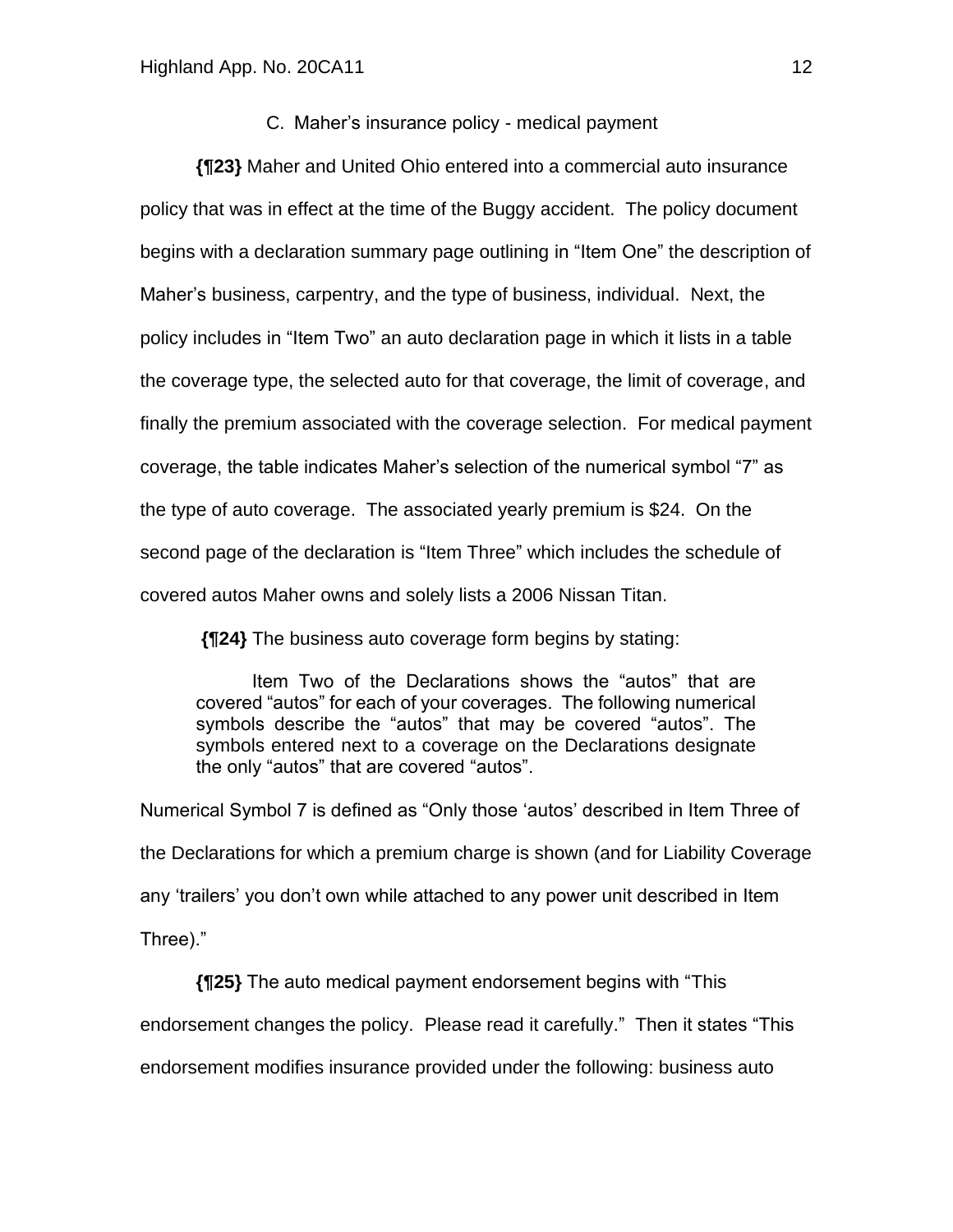C. Maher's insurance policy - medical payment

**{¶23}** Maher and United Ohio entered into a commercial auto insurance policy that was in effect at the time of the Buggy accident. The policy document begins with a declaration summary page outlining in "Item One" the description of Maher's business, carpentry, and the type of business, individual. Next, the policy includes in "Item Two" an auto declaration page in which it lists in a table the coverage type, the selected auto for that coverage, the limit of coverage, and finally the premium associated with the coverage selection. For medical payment coverage, the table indicates Maher's selection of the numerical symbol "7" as the type of auto coverage. The associated yearly premium is $24. On the second page of the declaration is "Item Three" which includes the schedule of covered autos Maher owns and solely lists a 2006 Nissan Titan.

**{¶24}** The business auto coverage form begins by stating:

> Item Two of the Declarations shows the "autos" that are covered "autos" for each of your coverages. The following numerical symbols describe the "autos" that may be covered "autos". The symbols entered next to a coverage on the Declarations designate the only "autos" that are covered "autos".

Numerical Symbol 7 is defined as "Only those 'autos' described in Item Three of the Declarations for which a premium charge is shown (and for Liability Coverage any 'trailers' you don't own while attached to any power unit described in Item Three)."

**{¶25}** The auto medical payment endorsement begins with "This endorsement changes the policy. Please read it carefully." Then it states "This endorsement modifies insurance provided under the following: business auto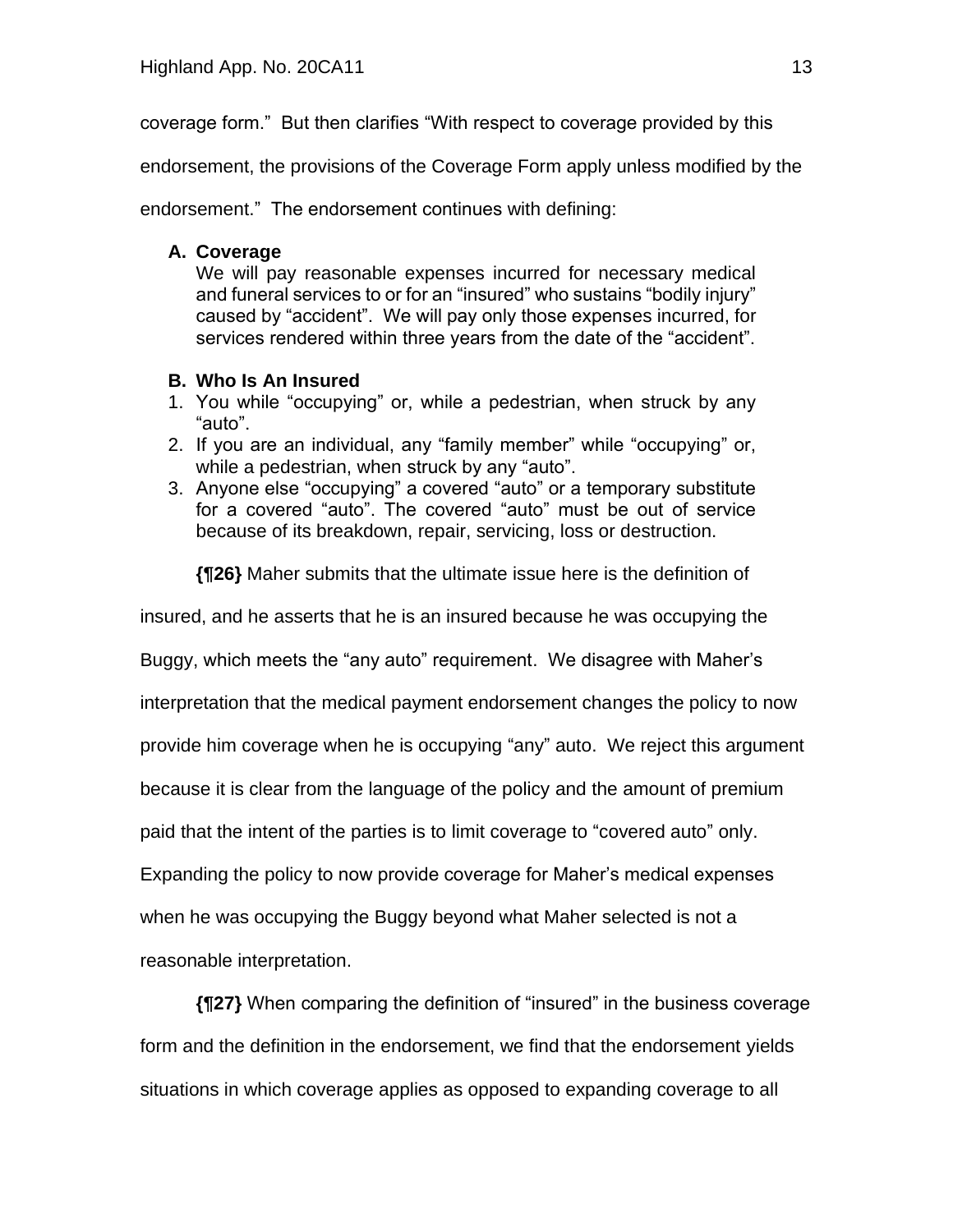coverage form." But then clarifies "With respect to coverage provided by this endorsement, the provisions of the Coverage Form apply unless modified by the endorsement." The endorsement continues with defining:

> **A. Coverage**
> We will pay reasonable expenses incurred for necessary medical and funeral services to or for an "insured" who sustains "bodily injury" caused by "accident". We will pay only those expenses incurred, for services rendered within three years from the date of the "accident".
>
> **B. Who Is An Insured**
> 1. You while "occupying" or, while a pedestrian, when struck by any "auto".
> 2. If you are an individual, any "family member" while "occupying" or, while a pedestrian, when struck by any "auto".
> 3. Anyone else "occupying" a covered "auto" or a temporary substitute for a covered "auto". The covered "auto" must be out of service because of its breakdown, repair, servicing, loss or destruction.

**{¶26}** Maher submits that the ultimate issue here is the definition of insured, and he asserts that he is an insured because he was occupying the Buggy, which meets the "any auto" requirement. We disagree with Maher's interpretation that the medical payment endorsement changes the policy to now provide him coverage when he is occupying "any" auto. We reject this argument because it is clear from the language of the policy and the amount of premium paid that the intent of the parties is to limit coverage to "covered auto" only. Expanding the policy to now provide coverage for Maher's medical expenses when he was occupying the Buggy beyond what Maher selected is not a reasonable interpretation.

**{¶27}** When comparing the definition of "insured" in the business coverage form and the definition in the endorsement, we find that the endorsement yields situations in which coverage applies as opposed to expanding coverage to all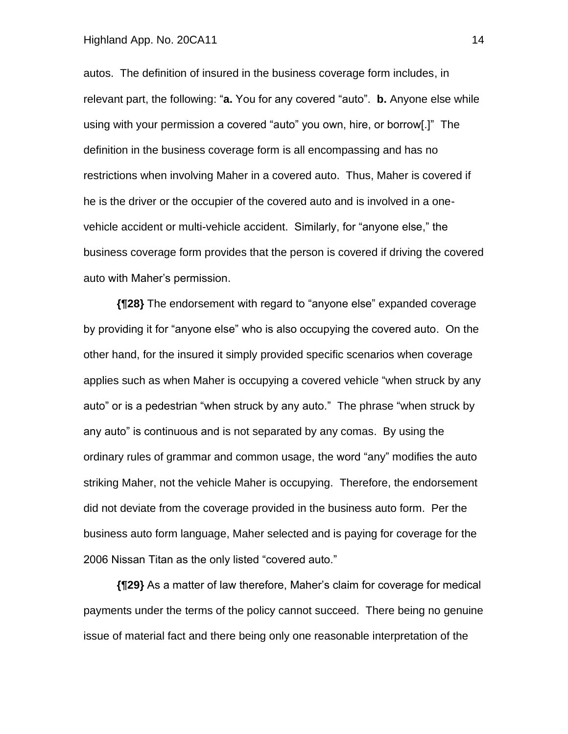autos. The definition of insured in the business coverage form includes, in relevant part, the following: "**a.** You for any covered "auto". **b.** Anyone else while using with your permission a covered "auto" you own, hire, or borrow[.]" The definition in the business coverage form is all encompassing and has no restrictions when involving Maher in a covered auto. Thus, Maher is covered if he is the driver or the occupier of the covered auto and is involved in a one-vehicle accident or multi-vehicle accident. Similarly, for "anyone else," the business coverage form provides that the person is covered if driving the covered auto with Maher's permission.

**{¶28}** The endorsement with regard to "anyone else" expanded coverage by providing it for "anyone else" who is also occupying the covered auto. On the other hand, for the insured it simply provided specific scenarios when coverage applies such as when Maher is occupying a covered vehicle "when struck by any auto" or is a pedestrian "when struck by any auto." The phrase "when struck by any auto" is continuous and is not separated by any comas. By using the ordinary rules of grammar and common usage, the word "any" modifies the auto striking Maher, not the vehicle Maher is occupying. Therefore, the endorsement did not deviate from the coverage provided in the business auto form. Per the business auto form language, Maher selected and is paying for coverage for the 2006 Nissan Titan as the only listed "covered auto."

**{¶29}** As a matter of law therefore, Maher's claim for coverage for medical payments under the terms of the policy cannot succeed. There being no genuine issue of material fact and there being only one reasonable interpretation of the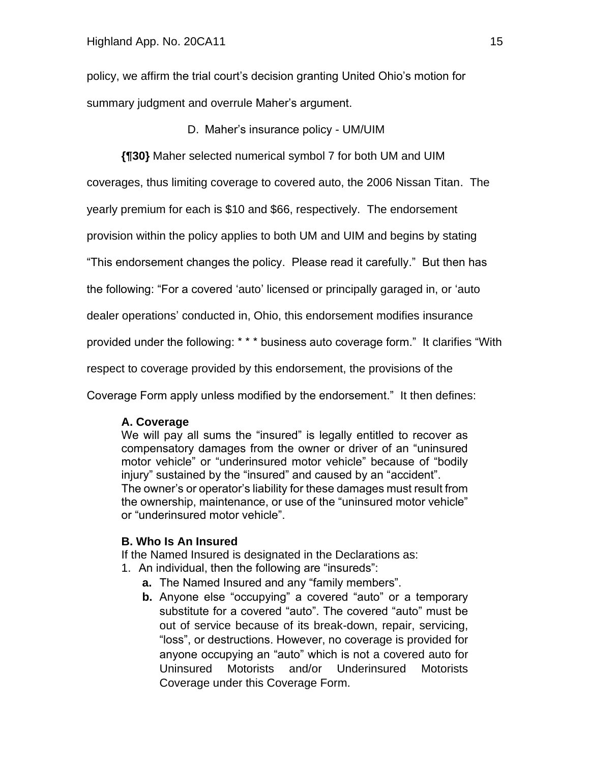policy, we affirm the trial court's decision granting United Ohio's motion for summary judgment and overrule Maher's argument.

D. Maher's insurance policy - UM/UIM

**{¶30}** Maher selected numerical symbol 7 for both UM and UIM coverages, thus limiting coverage to covered auto, the 2006 Nissan Titan. The yearly premium for each is $10 and $66, respectively. The endorsement provision within the policy applies to both UM and UIM and begins by stating "This endorsement changes the policy. Please read it carefully." But then has the following: "For a covered 'auto' licensed or principally garaged in, or 'auto dealer operations' conducted in, Ohio, this endorsement modifies insurance provided under the following: * * * business auto coverage form." It clarifies "With respect to coverage provided by this endorsement, the provisions of the Coverage Form apply unless modified by the endorsement." It then defines:

> **A. Coverage**
> We will pay all sums the "insured" is legally entitled to recover as compensatory damages from the owner or driver of an "uninsured motor vehicle" or "underinsured motor vehicle" because of "bodily injury" sustained by the "insured" and caused by an "accident". The owner's or operator's liability for these damages must result from the ownership, maintenance, or use of the "uninsured motor vehicle" or "underinsured motor vehicle".
>
> **B. Who Is An Insured**
> If the Named Insured is designated in the Declarations as:
> 1. An individual, then the following are "insureds":
>    - **a.** The Named Insured and any "family members".
>    - **b.** Anyone else "occupying" a covered "auto" or a temporary substitute for a covered "auto". The covered "auto" must be out of service because of its break-down, repair, servicing, "loss", or destructions. However, no coverage is provided for anyone occupying an "auto" which is not a covered auto for Uninsured Motorists and/or Underinsured Motorists Coverage under this Coverage Form.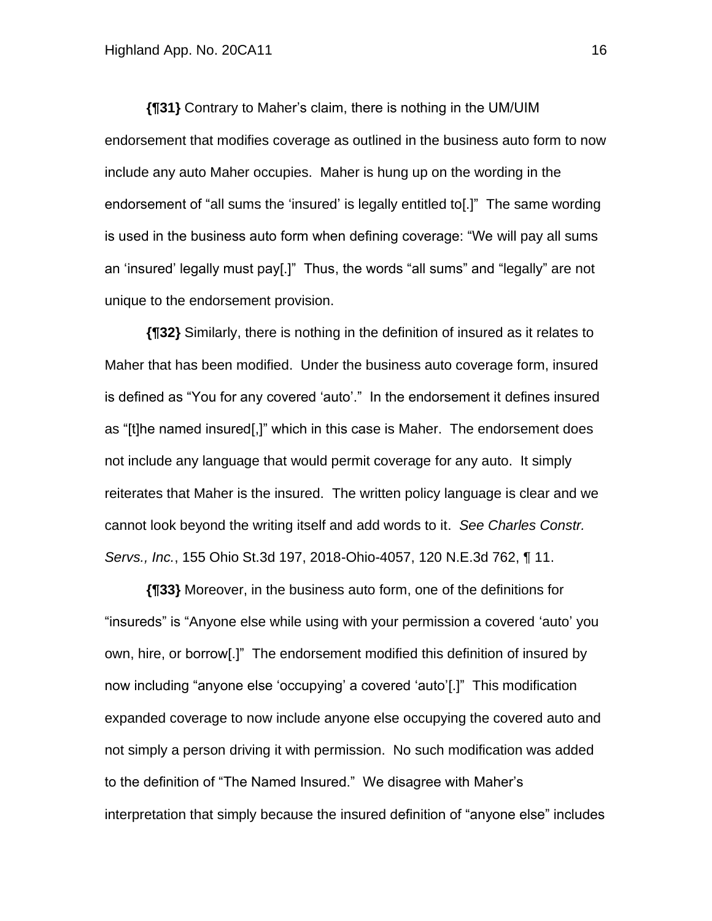**{¶31}** Contrary to Maher's claim, there is nothing in the UM/UIM endorsement that modifies coverage as outlined in the business auto form to now include any auto Maher occupies. Maher is hung up on the wording in the endorsement of "all sums the 'insured' is legally entitled to[.]" The same wording is used in the business auto form when defining coverage: "We will pay all sums an 'insured' legally must pay[.]" Thus, the words "all sums" and "legally" are not unique to the endorsement provision.

**{¶32}** Similarly, there is nothing in the definition of insured as it relates to Maher that has been modified. Under the business auto coverage form, insured is defined as "You for any covered 'auto'." In the endorsement it defines insured as "[t]he named insured[,]" which in this case is Maher. The endorsement does not include any language that would permit coverage for any auto. It simply reiterates that Maher is the insured. The written policy language is clear and we cannot look beyond the writing itself and add words to it. *See Charles Constr. Servs., Inc.*, 155 Ohio St.3d 197, 2018-Ohio-4057, 120 N.E.3d 762, ¶ 11.

**{¶33}** Moreover, in the business auto form, one of the definitions for "insureds" is "Anyone else while using with your permission a covered 'auto' you own, hire, or borrow[.]" The endorsement modified this definition of insured by now including "anyone else 'occupying' a covered 'auto'[.]" This modification expanded coverage to now include anyone else occupying the covered auto and not simply a person driving it with permission. No such modification was added to the definition of "The Named Insured." We disagree with Maher's interpretation that simply because the insured definition of "anyone else" includes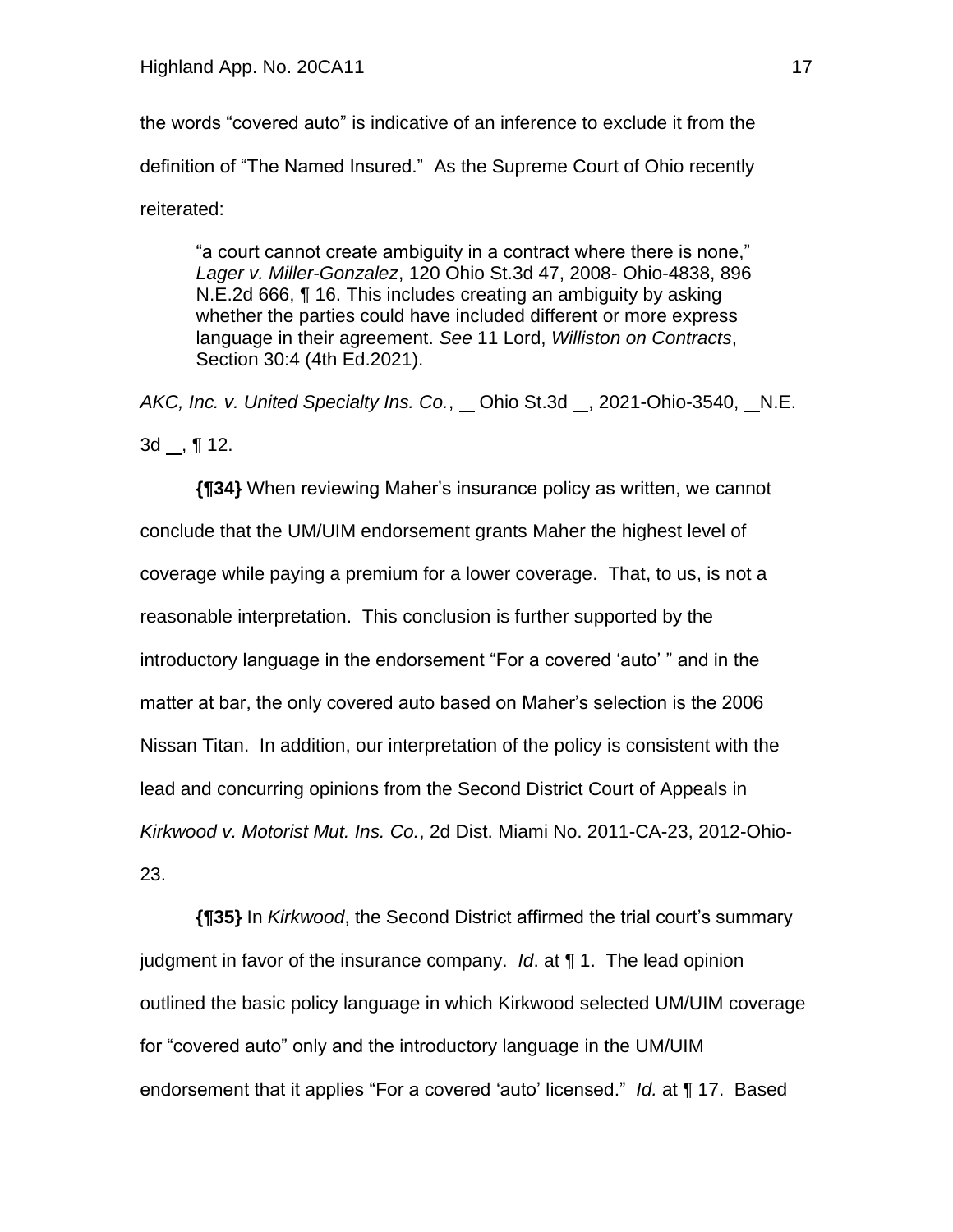the words “covered auto” is indicative of an inference to exclude it from the definition of “The Named Insured.” As the Supreme Court of Ohio recently reiterated:

> “a court cannot create ambiguity in a contract where there is none,” *Lager v. Miller-Gonzalez*, 120 Ohio St.3d 47, 2008- Ohio-4838, 896 N.E.2d 666, ¶ 16. This includes creating an ambiguity by asking whether the parties could have included different or more express language in their agreement. *See* 11 Lord, *Williston on Contracts*, Section 30:4 (4th Ed.2021).

*AKC, Inc. v. United Specialty Ins. Co.*, __ Ohio St.3d __, 2021-Ohio-3540, __N.E. 3d __, ¶ 12.

**{¶34}** When reviewing Maher’s insurance policy as written, we cannot conclude that the UM/UIM endorsement grants Maher the highest level of coverage while paying a premium for a lower coverage. That, to us, is not a reasonable interpretation. This conclusion is further supported by the introductory language in the endorsement “For a covered ‘auto’ ” and in the matter at bar, the only covered auto based on Maher’s selection is the 2006 Nissan Titan. In addition, our interpretation of the policy is consistent with the lead and concurring opinions from the Second District Court of Appeals in *Kirkwood v. Motorist Mut. Ins. Co.*, 2d Dist. Miami No. 2011-CA-23, 2012-Ohio-23.

**{¶35}** In *Kirkwood*, the Second District affirmed the trial court’s summary judgment in favor of the insurance company. *Id*. at ¶ 1. The lead opinion outlined the basic policy language in which Kirkwood selected UM/UIM coverage for “covered auto” only and the introductory language in the UM/UIM endorsement that it applies “For a covered ‘auto’ licensed.” *Id.* at ¶ 17. Based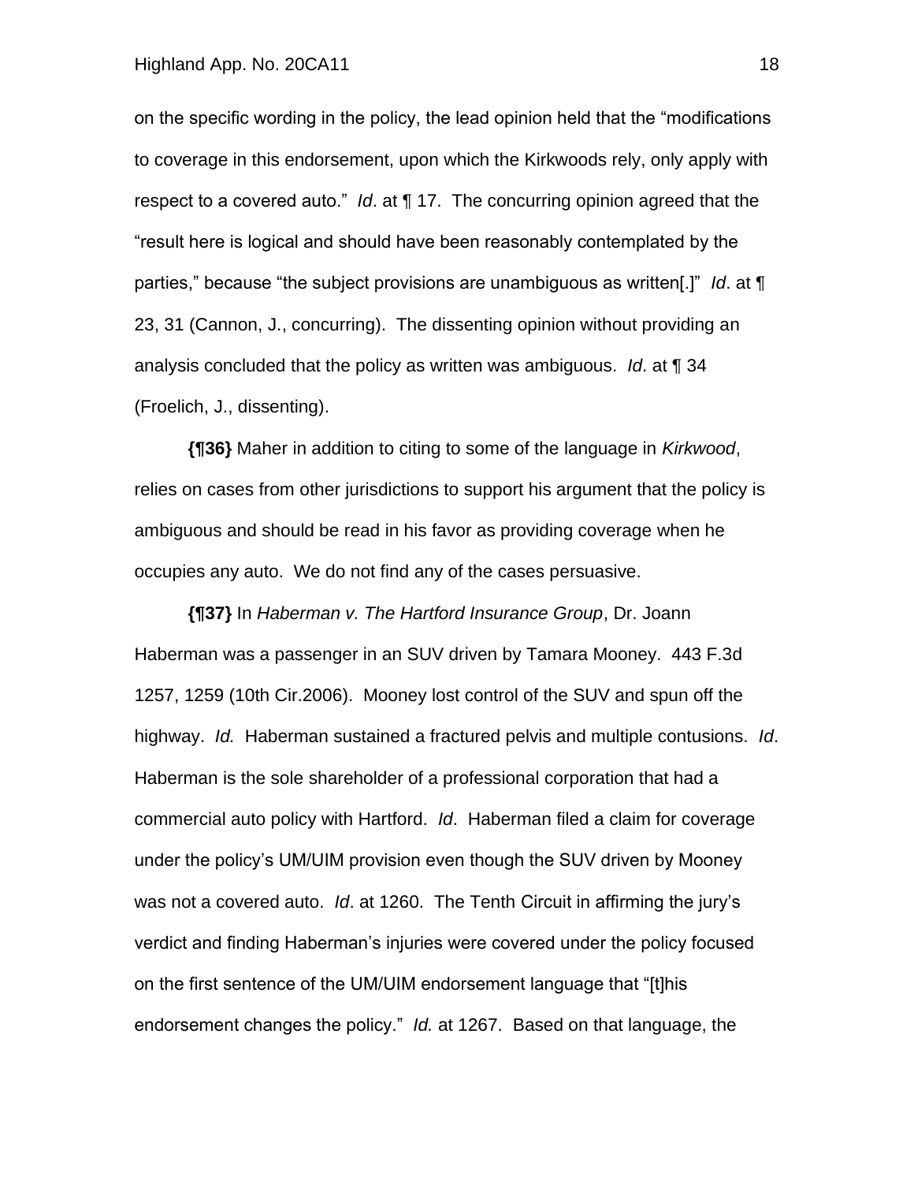on the specific wording in the policy, the lead opinion held that the "modifications to coverage in this endorsement, upon which the Kirkwoods rely, only apply with respect to a covered auto." *Id*. at ¶ 17. The concurring opinion agreed that the "result here is logical and should have been reasonably contemplated by the parties," because "the subject provisions are unambiguous as written[.]" *Id*. at ¶ 23, 31 (Cannon, J., concurring). The dissenting opinion without providing an analysis concluded that the policy as written was ambiguous. *Id*. at ¶ 34 (Froelich, J., dissenting).

**{¶36}** Maher in addition to citing to some of the language in *Kirkwood*, relies on cases from other jurisdictions to support his argument that the policy is ambiguous and should be read in his favor as providing coverage when he occupies any auto. We do not find any of the cases persuasive.

**{¶37}** In *Haberman v. The Hartford Insurance Group*, Dr. Joann Haberman was a passenger in an SUV driven by Tamara Mooney. 443 F.3d 1257, 1259 (10th Cir.2006). Mooney lost control of the SUV and spun off the highway. *Id.* Haberman sustained a fractured pelvis and multiple contusions. *Id*. Haberman is the sole shareholder of a professional corporation that had a commercial auto policy with Hartford. *Id*. Haberman filed a claim for coverage under the policy's UM/UIM provision even though the SUV driven by Mooney was not a covered auto. *Id*. at 1260. The Tenth Circuit in affirming the jury's verdict and finding Haberman's injuries were covered under the policy focused on the first sentence of the UM/UIM endorsement language that "[t]his endorsement changes the policy." *Id.* at 1267. Based on that language, the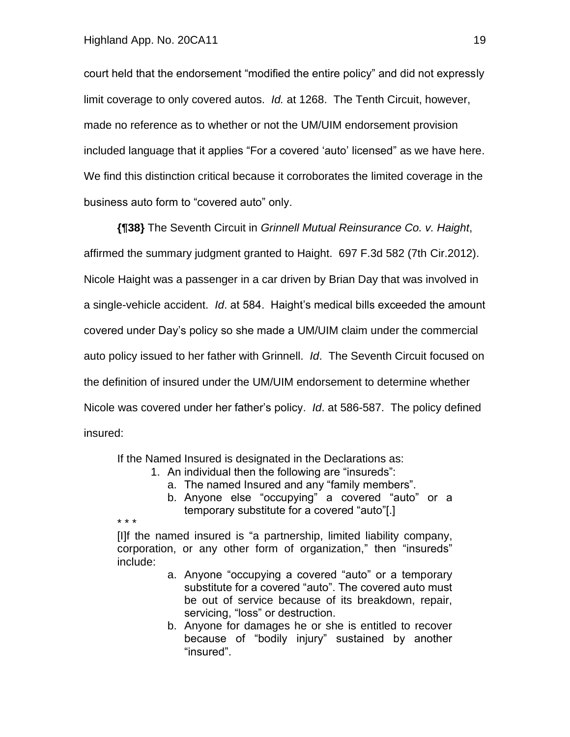court held that the endorsement "modified the entire policy" and did not expressly limit coverage to only covered autos. *Id.* at 1268. The Tenth Circuit, however, made no reference as to whether or not the UM/UIM endorsement provision included language that it applies "For a covered 'auto' licensed" as we have here. We find this distinction critical because it corroborates the limited coverage in the business auto form to "covered auto" only.

**{¶38}** The Seventh Circuit in *Grinnell Mutual Reinsurance Co. v. Haight*, affirmed the summary judgment granted to Haight. 697 F.3d 582 (7th Cir.2012). Nicole Haight was a passenger in a car driven by Brian Day that was involved in a single-vehicle accident. *Id*. at 584. Haight's medical bills exceeded the amount covered under Day's policy so she made a UM/UIM claim under the commercial auto policy issued to her father with Grinnell. *Id*. The Seventh Circuit focused on the definition of insured under the UM/UIM endorsement to determine whether Nicole was covered under her father's policy. *Id*. at 586-587. The policy defined insured:

> If the Named Insured is designated in the Declarations as:
>
> 1. An individual then the following are "insureds":
>    a. The named Insured and any "family members".
>    b. Anyone else "occupying" a covered "auto" or a temporary substitute for a covered "auto"[.]
>
> * * *
>
> [I]f the named insured is "a partnership, limited liability company, corporation, or any other form of organization," then "insureds" include:
>
> a. Anyone "occupying a covered "auto" or a temporary substitute for a covered "auto". The covered auto must be out of service because of its breakdown, repair, servicing, "loss" or destruction.
>
> b. Anyone for damages he or she is entitled to recover because of "bodily injury" sustained by another "insured".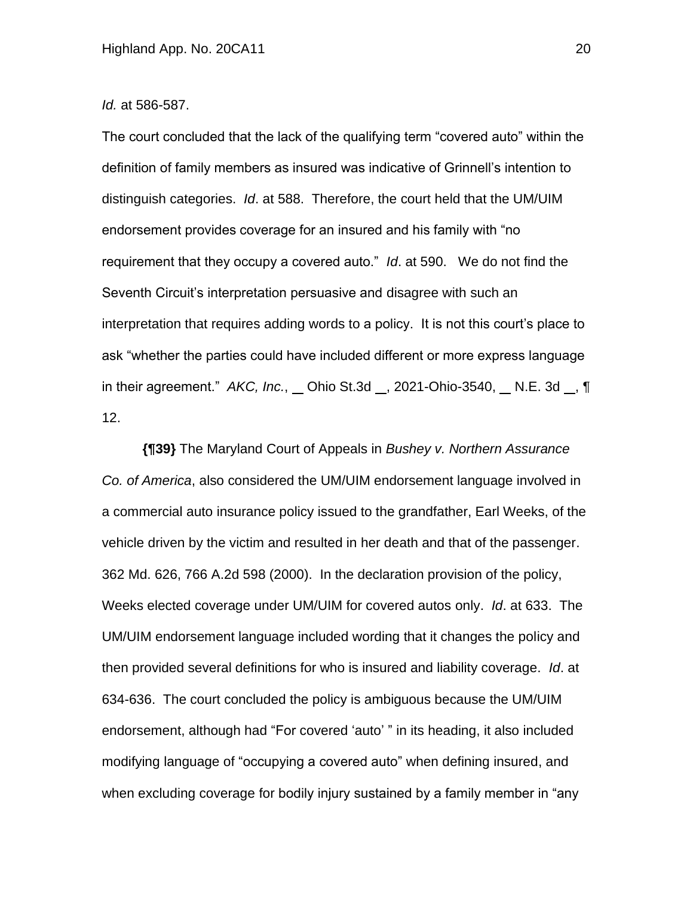*Id.* at 586-587.

The court concluded that the lack of the qualifying term "covered auto" within the definition of family members as insured was indicative of Grinnell's intention to distinguish categories. *Id*. at 588. Therefore, the court held that the UM/UIM endorsement provides coverage for an insured and his family with "no requirement that they occupy a covered auto." *Id*. at 590. We do not find the Seventh Circuit's interpretation persuasive and disagree with such an interpretation that requires adding words to a policy. It is not this court's place to ask "whether the parties could have included different or more express language in their agreement." *AKC, Inc.*, __ Ohio St.3d __, 2021-Ohio-3540, __ N.E. 3d __, ¶ 12.

**{¶39}** The Maryland Court of Appeals in *Bushey v. Northern Assurance Co. of America*, also considered the UM/UIM endorsement language involved in a commercial auto insurance policy issued to the grandfather, Earl Weeks, of the vehicle driven by the victim and resulted in her death and that of the passenger. 362 Md. 626, 766 A.2d 598 (2000). In the declaration provision of the policy, Weeks elected coverage under UM/UIM for covered autos only. *Id*. at 633. The UM/UIM endorsement language included wording that it changes the policy and then provided several definitions for who is insured and liability coverage. *Id*. at 634-636. The court concluded the policy is ambiguous because the UM/UIM endorsement, although had "For covered 'auto' " in its heading, it also included modifying language of "occupying a covered auto" when defining insured, and when excluding coverage for bodily injury sustained by a family member in "any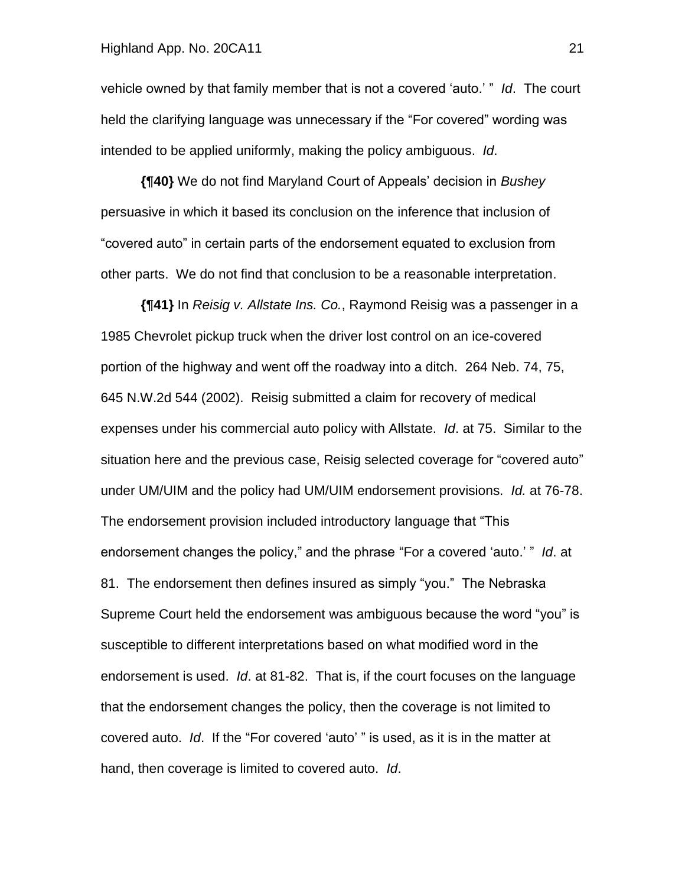vehicle owned by that family member that is not a covered 'auto.' " *Id*. The court held the clarifying language was unnecessary if the "For covered" wording was intended to be applied uniformly, making the policy ambiguous. *Id*.

**{¶40}** We do not find Maryland Court of Appeals' decision in *Bushey* persuasive in which it based its conclusion on the inference that inclusion of "covered auto" in certain parts of the endorsement equated to exclusion from other parts. We do not find that conclusion to be a reasonable interpretation.

**{¶41}** In *Reisig v. Allstate Ins. Co.*, Raymond Reisig was a passenger in a 1985 Chevrolet pickup truck when the driver lost control on an ice-covered portion of the highway and went off the roadway into a ditch. 264 Neb. 74, 75, 645 N.W.2d 544 (2002). Reisig submitted a claim for recovery of medical expenses under his commercial auto policy with Allstate. *Id*. at 75. Similar to the situation here and the previous case, Reisig selected coverage for "covered auto" under UM/UIM and the policy had UM/UIM endorsement provisions. *Id.* at 76-78. The endorsement provision included introductory language that "This endorsement changes the policy," and the phrase "For a covered 'auto.' " *Id*. at 81. The endorsement then defines insured as simply "you." The Nebraska Supreme Court held the endorsement was ambiguous because the word "you" is susceptible to different interpretations based on what modified word in the endorsement is used. *Id*. at 81-82. That is, if the court focuses on the language that the endorsement changes the policy, then the coverage is not limited to covered auto. *Id*. If the "For covered 'auto' " is used, as it is in the matter at hand, then coverage is limited to covered auto. *Id*.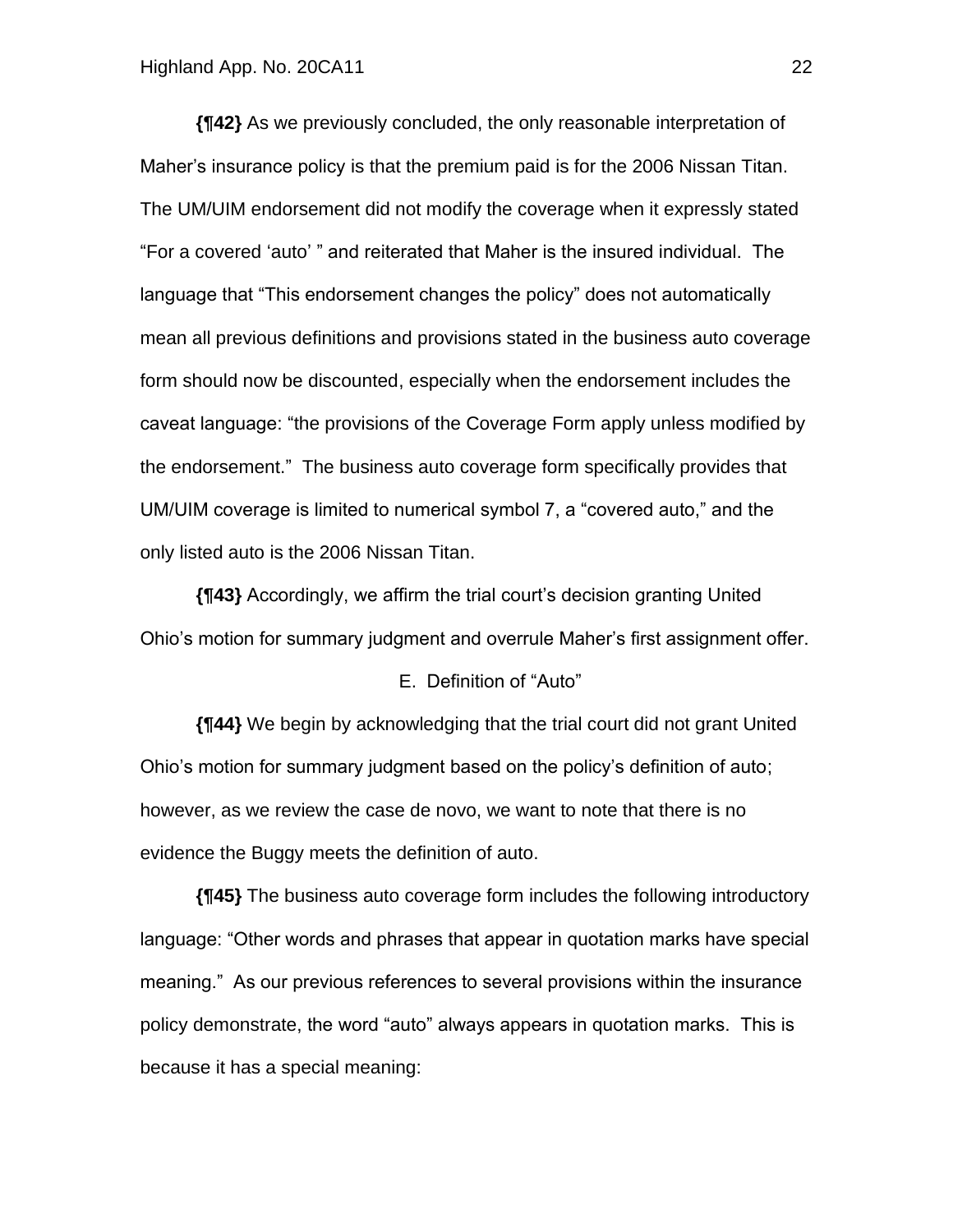**{¶42}** As we previously concluded, the only reasonable interpretation of Maher's insurance policy is that the premium paid is for the 2006 Nissan Titan. The UM/UIM endorsement did not modify the coverage when it expressly stated "For a covered 'auto' " and reiterated that Maher is the insured individual. The language that "This endorsement changes the policy" does not automatically mean all previous definitions and provisions stated in the business auto coverage form should now be discounted, especially when the endorsement includes the caveat language: "the provisions of the Coverage Form apply unless modified by the endorsement." The business auto coverage form specifically provides that UM/UIM coverage is limited to numerical symbol 7, a "covered auto," and the only listed auto is the 2006 Nissan Titan.

**{¶43}** Accordingly, we affirm the trial court's decision granting United Ohio's motion for summary judgment and overrule Maher's first assignment offer.

E. Definition of "Auto"

**{¶44}** We begin by acknowledging that the trial court did not grant United Ohio's motion for summary judgment based on the policy's definition of auto; however, as we review the case de novo, we want to note that there is no evidence the Buggy meets the definition of auto.

**{¶45}** The business auto coverage form includes the following introductory language: "Other words and phrases that appear in quotation marks have special meaning." As our previous references to several provisions within the insurance policy demonstrate, the word "auto" always appears in quotation marks. This is because it has a special meaning: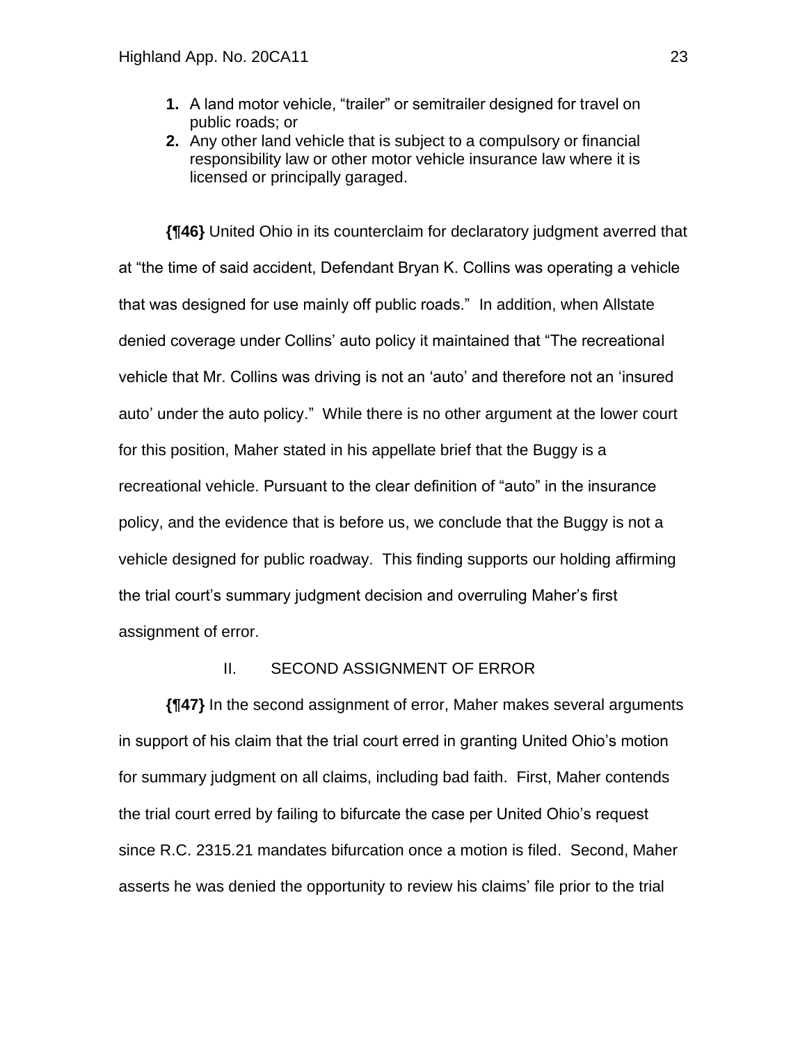1. A land motor vehicle, "trailer" or semitrailer designed for travel on public roads; or
2. Any other land vehicle that is subject to a compulsory or financial responsibility law or other motor vehicle insurance law where it is licensed or principally garaged.

**{¶46}** United Ohio in its counterclaim for declaratory judgment averred that at "the time of said accident, Defendant Bryan K. Collins was operating a vehicle that was designed for use mainly off public roads." In addition, when Allstate denied coverage under Collins' auto policy it maintained that "The recreational vehicle that Mr. Collins was driving is not an 'auto' and therefore not an 'insured auto' under the auto policy." While there is no other argument at the lower court for this position, Maher stated in his appellate brief that the Buggy is a recreational vehicle. Pursuant to the clear definition of "auto" in the insurance policy, and the evidence that is before us, we conclude that the Buggy is not a vehicle designed for public roadway. This finding supports our holding affirming the trial court's summary judgment decision and overruling Maher's first assignment of error.

## II. SECOND ASSIGNMENT OF ERROR

**{¶47}** In the second assignment of error, Maher makes several arguments in support of his claim that the trial court erred in granting United Ohio's motion for summary judgment on all claims, including bad faith. First, Maher contends the trial court erred by failing to bifurcate the case per United Ohio's request since R.C. 2315.21 mandates bifurcation once a motion is filed. Second, Maher asserts he was denied the opportunity to review his claims' file prior to the trial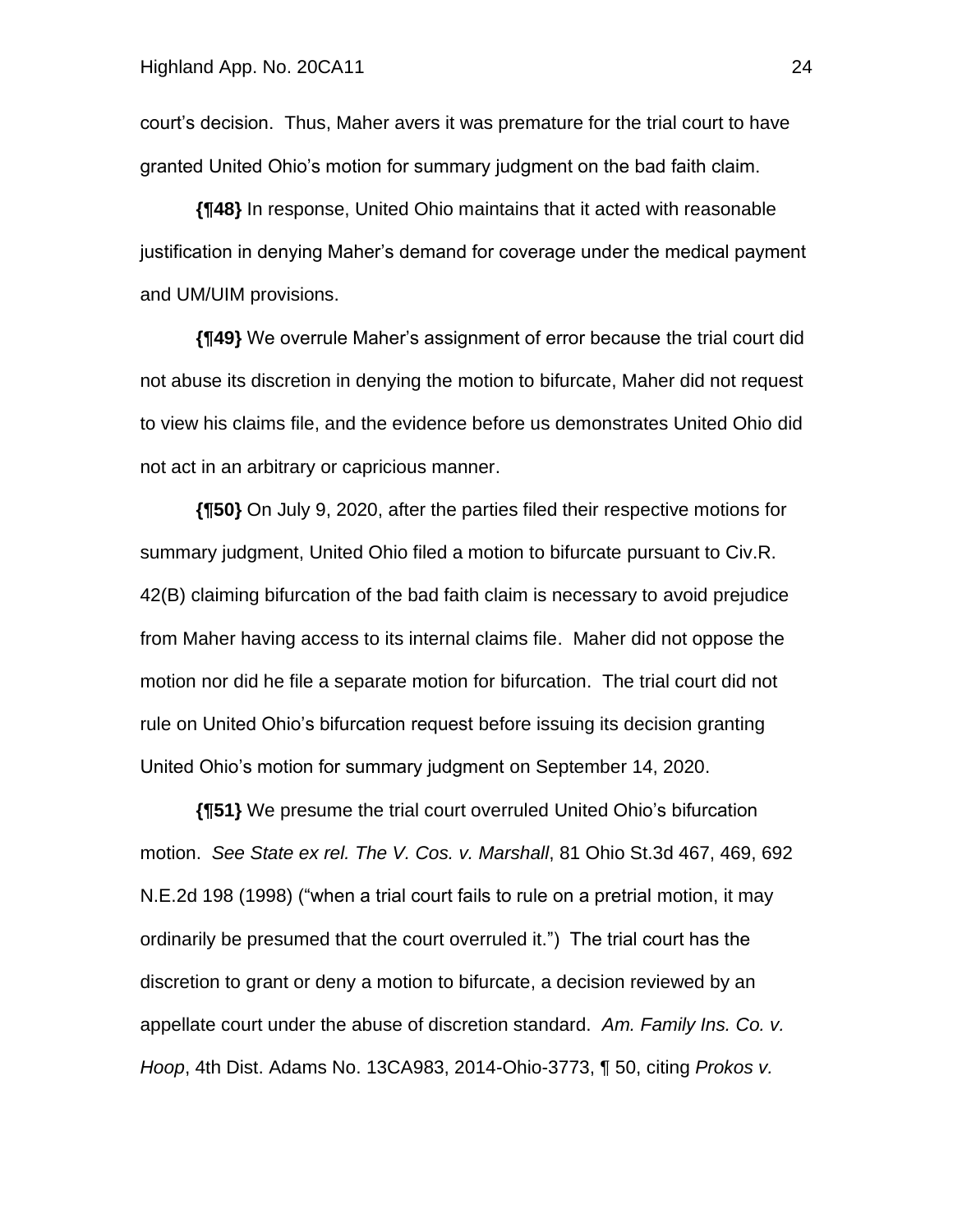court's decision. Thus, Maher avers it was premature for the trial court to have granted United Ohio's motion for summary judgment on the bad faith claim.

**{¶48}** In response, United Ohio maintains that it acted with reasonable justification in denying Maher's demand for coverage under the medical payment and UM/UIM provisions.

**{¶49}** We overrule Maher's assignment of error because the trial court did not abuse its discretion in denying the motion to bifurcate, Maher did not request to view his claims file, and the evidence before us demonstrates United Ohio did not act in an arbitrary or capricious manner.

**{¶50}** On July 9, 2020, after the parties filed their respective motions for summary judgment, United Ohio filed a motion to bifurcate pursuant to Civ.R. 42(B) claiming bifurcation of the bad faith claim is necessary to avoid prejudice from Maher having access to its internal claims file. Maher did not oppose the motion nor did he file a separate motion for bifurcation. The trial court did not rule on United Ohio's bifurcation request before issuing its decision granting United Ohio's motion for summary judgment on September 14, 2020.

**{¶51}** We presume the trial court overruled United Ohio's bifurcation motion. *See State ex rel. The V. Cos. v. Marshall*, 81 Ohio St.3d 467, 469, 692 N.E.2d 198 (1998) ("when a trial court fails to rule on a pretrial motion, it may ordinarily be presumed that the court overruled it.") The trial court has the discretion to grant or deny a motion to bifurcate, a decision reviewed by an appellate court under the abuse of discretion standard. *Am. Family Ins. Co. v. Hoop*, 4th Dist. Adams No. 13CA983, 2014-Ohio-3773, ¶ 50, citing *Prokos v.*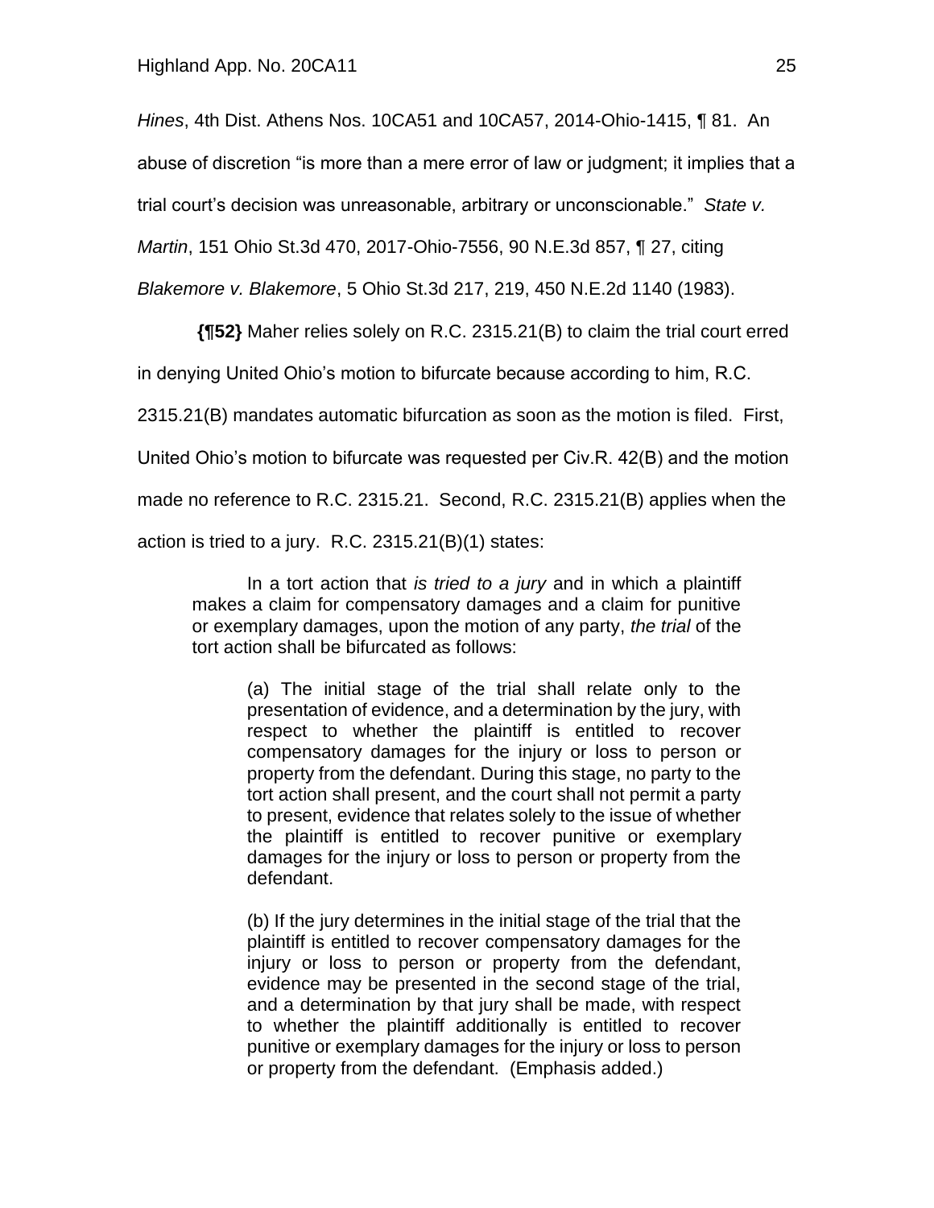*Hines*, 4th Dist. Athens Nos. 10CA51 and 10CA57, 2014-Ohio-1415, ¶ 81. An abuse of discretion "is more than a mere error of law or judgment; it implies that a trial court's decision was unreasonable, arbitrary or unconscionable." *State v. Martin*, 151 Ohio St.3d 470, 2017-Ohio-7556, 90 N.E.3d 857, ¶ 27, citing *Blakemore v. Blakemore*, 5 Ohio St.3d 217, 219, 450 N.E.2d 1140 (1983).

**{¶52}** Maher relies solely on R.C. 2315.21(B) to claim the trial court erred in denying United Ohio's motion to bifurcate because according to him, R.C. 2315.21(B) mandates automatic bifurcation as soon as the motion is filed. First, United Ohio's motion to bifurcate was requested per Civ.R. 42(B) and the motion made no reference to R.C. 2315.21. Second, R.C. 2315.21(B) applies when the action is tried to a jury. R.C. 2315.21(B)(1) states:

> In a tort action that *is tried to a jury* and in which a plaintiff makes a claim for compensatory damages and a claim for punitive or exemplary damages, upon the motion of any party, *the trial* of the tort action shall be bifurcated as follows:
>
> > (a) The initial stage of the trial shall relate only to the presentation of evidence, and a determination by the jury, with respect to whether the plaintiff is entitled to recover compensatory damages for the injury or loss to person or property from the defendant. During this stage, no party to the tort action shall present, and the court shall not permit a party to present, evidence that relates solely to the issue of whether the plaintiff is entitled to recover punitive or exemplary damages for the injury or loss to person or property from the defendant.
> >
> > (b) If the jury determines in the initial stage of the trial that the plaintiff is entitled to recover compensatory damages for the injury or loss to person or property from the defendant, evidence may be presented in the second stage of the trial, and a determination by that jury shall be made, with respect to whether the plaintiff additionally is entitled to recover punitive or exemplary damages for the injury or loss to person or property from the defendant. (Emphasis added.)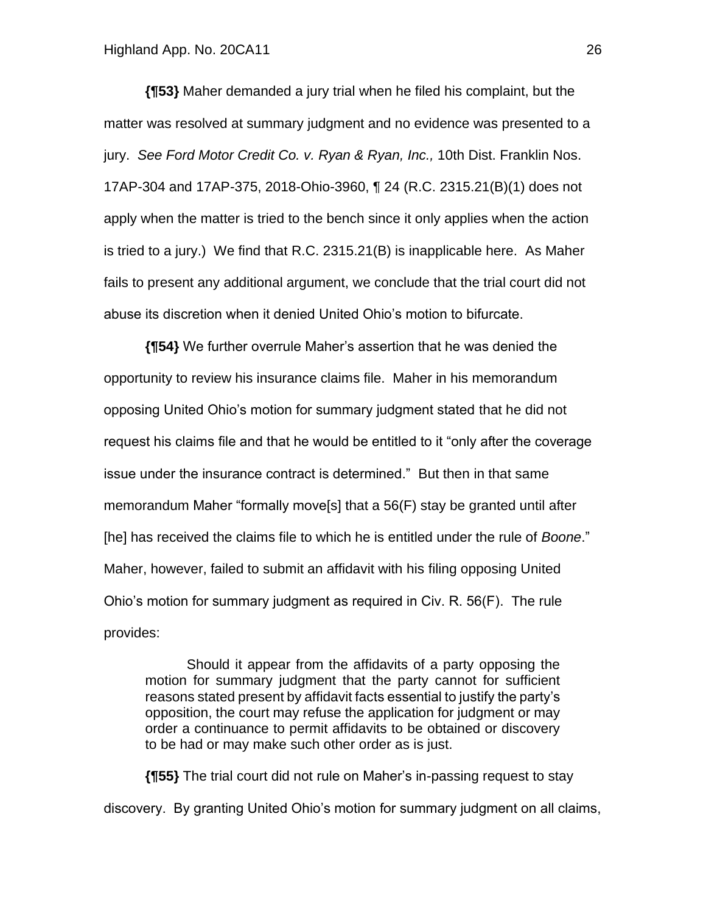**{¶53}** Maher demanded a jury trial when he filed his complaint, but the matter was resolved at summary judgment and no evidence was presented to a jury. *See Ford Motor Credit Co. v. Ryan & Ryan, Inc.,* 10th Dist. Franklin Nos. 17AP-304 and 17AP-375, 2018-Ohio-3960, ¶ 24 (R.C. 2315.21(B)(1) does not apply when the matter is tried to the bench since it only applies when the action is tried to a jury.) We find that R.C. 2315.21(B) is inapplicable here. As Maher fails to present any additional argument, we conclude that the trial court did not abuse its discretion when it denied United Ohio's motion to bifurcate.

**{¶54}** We further overrule Maher's assertion that he was denied the opportunity to review his insurance claims file. Maher in his memorandum opposing United Ohio's motion for summary judgment stated that he did not request his claims file and that he would be entitled to it "only after the coverage issue under the insurance contract is determined." But then in that same memorandum Maher "formally move[s] that a 56(F) stay be granted until after [he] has received the claims file to which he is entitled under the rule of *Boone*." Maher, however, failed to submit an affidavit with his filing opposing United Ohio's motion for summary judgment as required in Civ. R. 56(F). The rule provides:

> Should it appear from the affidavits of a party opposing the motion for summary judgment that the party cannot for sufficient reasons stated present by affidavit facts essential to justify the party's opposition, the court may refuse the application for judgment or may order a continuance to permit affidavits to be obtained or discovery to be had or may make such other order as is just.

**{¶55}** The trial court did not rule on Maher's in-passing request to stay discovery. By granting United Ohio's motion for summary judgment on all claims,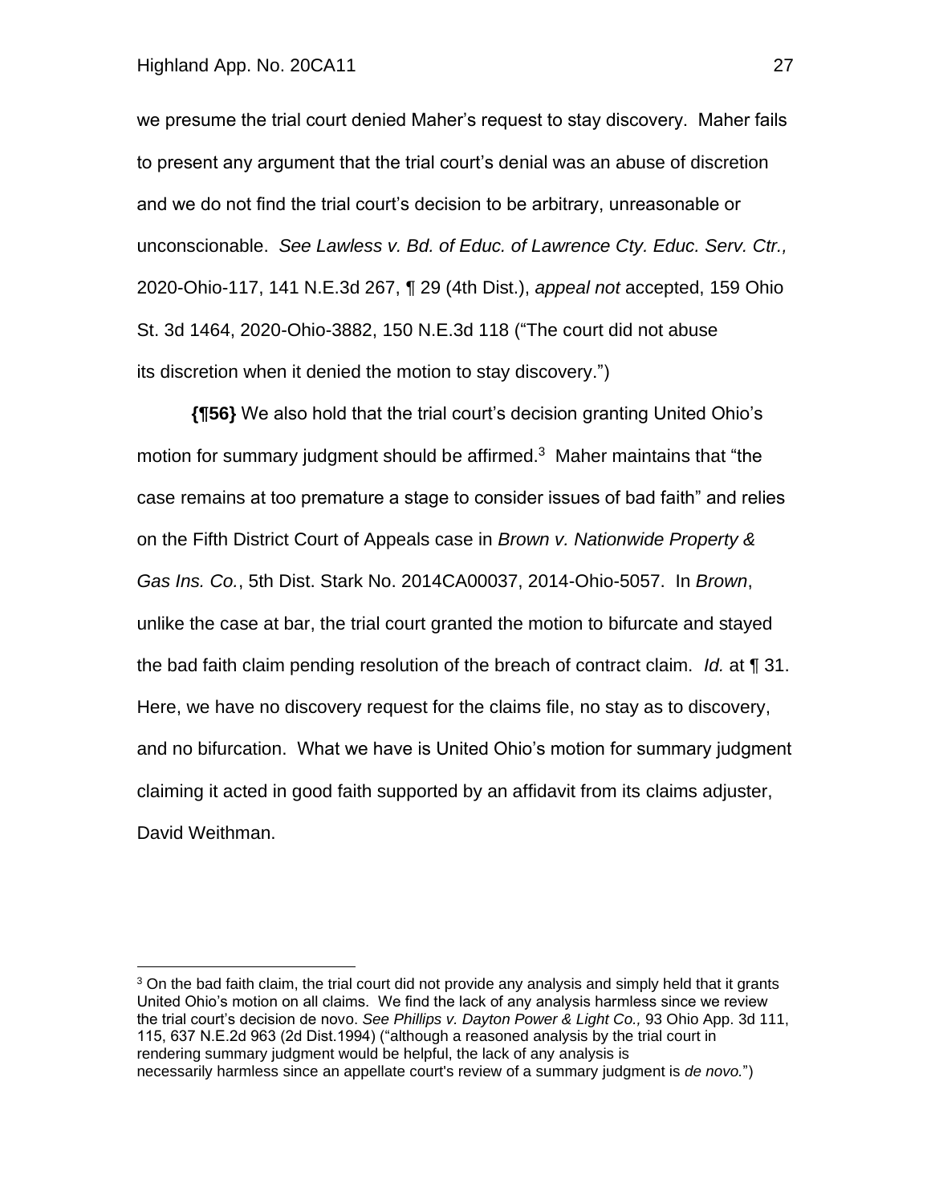we presume the trial court denied Maher's request to stay discovery. Maher fails to present any argument that the trial court's denial was an abuse of discretion and we do not find the trial court's decision to be arbitrary, unreasonable or unconscionable. *See Lawless v. Bd. of Educ. of Lawrence Cty. Educ. Serv. Ctr.,* 2020-Ohio-117, 141 N.E.3d 267, ¶ 29 (4th Dist.), *appeal not* accepted, 159 Ohio St. 3d 1464, 2020-Ohio-3882, 150 N.E.3d 118 ("The court did not abuse its discretion when it denied the motion to stay discovery.")

**{¶56}** We also hold that the trial court's decision granting United Ohio's motion for summary judgment should be affirmed.[3] Maher maintains that "the case remains at too premature a stage to consider issues of bad faith" and relies on the Fifth District Court of Appeals case in *Brown v. Nationwide Property & Gas Ins. Co.*, 5th Dist. Stark No. 2014CA00037, 2014-Ohio-5057. In *Brown*, unlike the case at bar, the trial court granted the motion to bifurcate and stayed the bad faith claim pending resolution of the breach of contract claim. *Id.* at ¶ 31. Here, we have no discovery request for the claims file, no stay as to discovery, and no bifurcation. What we have is United Ohio's motion for summary judgment claiming it acted in good faith supported by an affidavit from its claims adjuster, David Weithman.

---

[3] On the bad faith claim, the trial court did not provide any analysis and simply held that it grants United Ohio's motion on all claims. We find the lack of any analysis harmless since we review the trial court's decision de novo. *See Phillips v. Dayton Power & Light Co.,* 93 Ohio App. 3d 111, 115, 637 N.E.2d 963 (2d Dist.1994) ("although a reasoned analysis by the trial court in rendering summary judgment would be helpful, the lack of any analysis is necessarily harmless since an appellate court's review of a summary judgment is *de novo.*")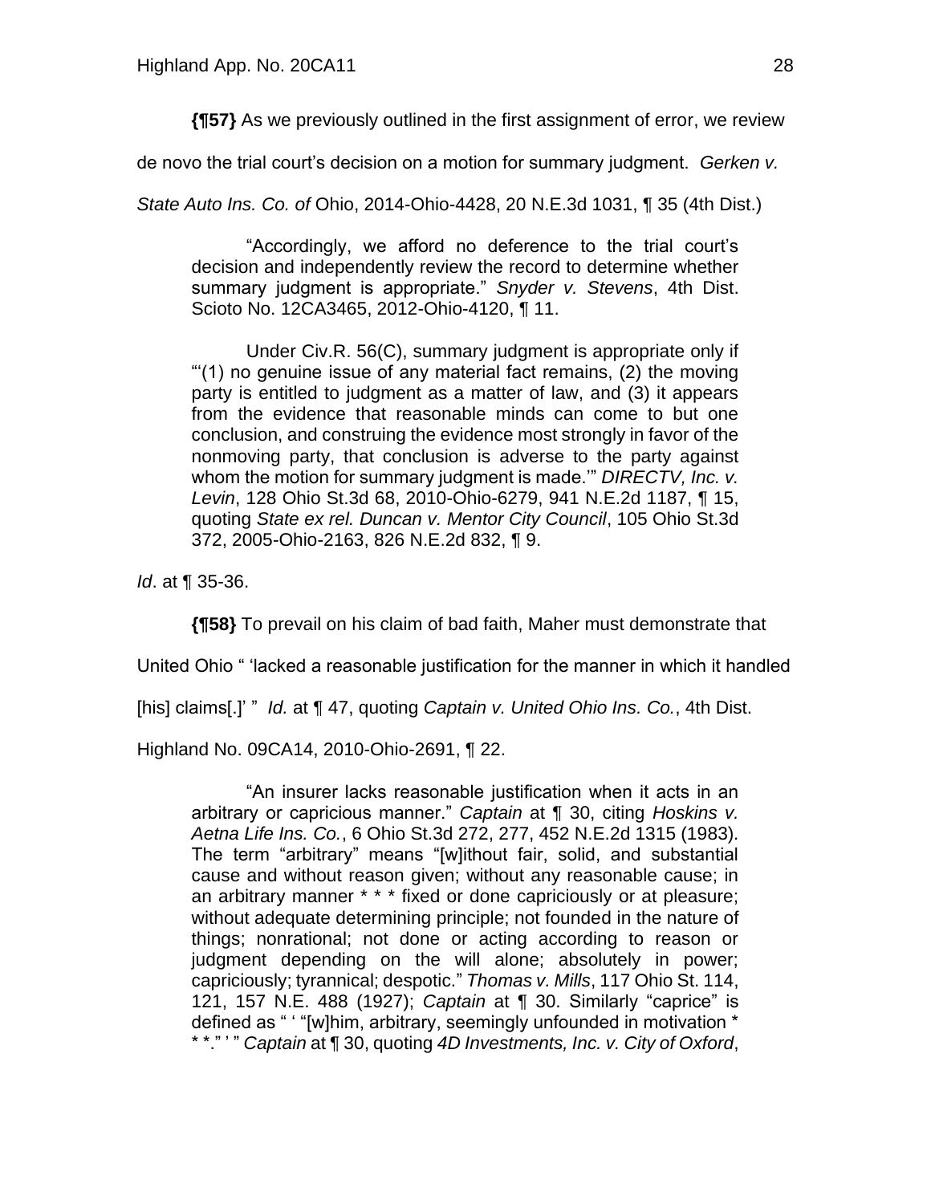**{¶57}** As we previously outlined in the first assignment of error, we review de novo the trial court's decision on a motion for summary judgment. *Gerken v. State Auto Ins. Co. of* Ohio, 2014-Ohio-4428, 20 N.E.3d 1031, ¶ 35 (4th Dist.)

> "Accordingly, we afford no deference to the trial court's decision and independently review the record to determine whether summary judgment is appropriate." *Snyder v. Stevens*, 4th Dist. Scioto No. 12CA3465, 2012-Ohio-4120, ¶ 11.
>
> Under Civ.R. 56(C), summary judgment is appropriate only if "'(1) no genuine issue of any material fact remains, (2) the moving party is entitled to judgment as a matter of law, and (3) it appears from the evidence that reasonable minds can come to but one conclusion, and construing the evidence most strongly in favor of the nonmoving party, that conclusion is adverse to the party against whom the motion for summary judgment is made.'" *DIRECTV, Inc. v. Levin*, 128 Ohio St.3d 68, 2010-Ohio-6279, 941 N.E.2d 1187, ¶ 15, quoting *State ex rel. Duncan v. Mentor City Council*, 105 Ohio St.3d 372, 2005-Ohio-2163, 826 N.E.2d 832, ¶ 9.

*Id*. at ¶ 35-36.

**{¶58}** To prevail on his claim of bad faith, Maher must demonstrate that United Ohio " 'lacked a reasonable justification for the manner in which it handled [his] claims[.]' " *Id.* at ¶ 47, quoting *Captain v. United Ohio Ins. Co.*, 4th Dist. Highland No. 09CA14, 2010-Ohio-2691, ¶ 22.

> "An insurer lacks reasonable justification when it acts in an arbitrary or capricious manner." *Captain* at ¶ 30, citing *Hoskins v. Aetna Life Ins. Co.*, 6 Ohio St.3d 272, 277, 452 N.E.2d 1315 (1983). The term "arbitrary" means "[w]ithout fair, solid, and substantial cause and without reason given; without any reasonable cause; in an arbitrary manner * * * fixed or done capriciously or at pleasure; without adequate determining principle; not founded in the nature of things; nonrational; not done or acting according to reason or judgment depending on the will alone; absolutely in power; capriciously; tyrannical; despotic." *Thomas v. Mills*, 117 Ohio St. 114, 121, 157 N.E. 488 (1927); *Captain* at ¶ 30. Similarly "caprice" is defined as " ' "[w]him, arbitrary, seemingly unfounded in motivation * * *." ' " *Captain* at ¶ 30, quoting *4D Investments, Inc. v. City of Oxford*,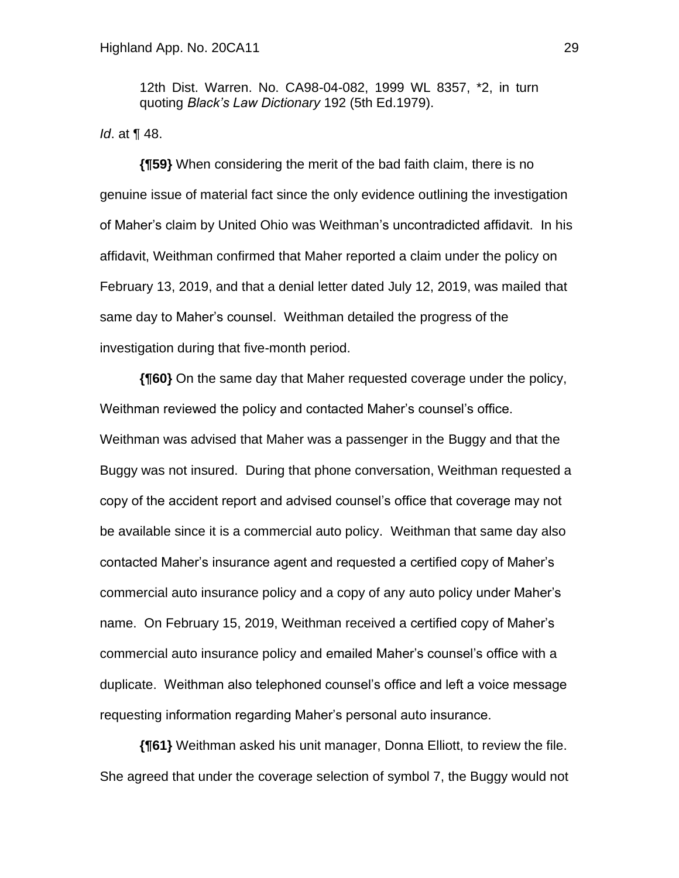12th Dist. Warren. No. CA98-04-082, 1999 WL 8357, *2, in turn quoting *Black's Law Dictionary* 192 (5th Ed.1979).

*Id*. at ¶ 48.

**{¶59}** When considering the merit of the bad faith claim, there is no genuine issue of material fact since the only evidence outlining the investigation of Maher's claim by United Ohio was Weithman's uncontradicted affidavit. In his affidavit, Weithman confirmed that Maher reported a claim under the policy on February 13, 2019, and that a denial letter dated July 12, 2019, was mailed that same day to Maher's counsel. Weithman detailed the progress of the investigation during that five-month period.

**{¶60}** On the same day that Maher requested coverage under the policy, Weithman reviewed the policy and contacted Maher's counsel's office. Weithman was advised that Maher was a passenger in the Buggy and that the Buggy was not insured. During that phone conversation, Weithman requested a copy of the accident report and advised counsel's office that coverage may not be available since it is a commercial auto policy. Weithman that same day also contacted Maher's insurance agent and requested a certified copy of Maher's commercial auto insurance policy and a copy of any auto policy under Maher's name. On February 15, 2019, Weithman received a certified copy of Maher's commercial auto insurance policy and emailed Maher's counsel's office with a duplicate. Weithman also telephoned counsel's office and left a voice message requesting information regarding Maher's personal auto insurance.

**{¶61}** Weithman asked his unit manager, Donna Elliott, to review the file. She agreed that under the coverage selection of symbol 7, the Buggy would not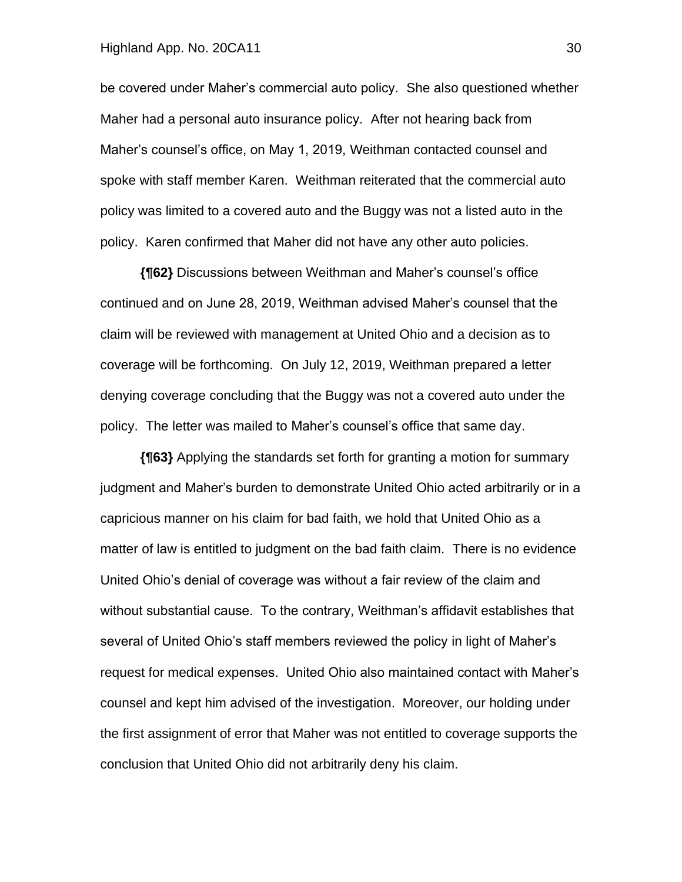be covered under Maher's commercial auto policy. She also questioned whether Maher had a personal auto insurance policy. After not hearing back from Maher's counsel's office, on May 1, 2019, Weithman contacted counsel and spoke with staff member Karen. Weithman reiterated that the commercial auto policy was limited to a covered auto and the Buggy was not a listed auto in the policy. Karen confirmed that Maher did not have any other auto policies.

**{¶62}** Discussions between Weithman and Maher's counsel's office continued and on June 28, 2019, Weithman advised Maher's counsel that the claim will be reviewed with management at United Ohio and a decision as to coverage will be forthcoming. On July 12, 2019, Weithman prepared a letter denying coverage concluding that the Buggy was not a covered auto under the policy. The letter was mailed to Maher's counsel's office that same day.

**{¶63}** Applying the standards set forth for granting a motion for summary judgment and Maher's burden to demonstrate United Ohio acted arbitrarily or in a capricious manner on his claim for bad faith, we hold that United Ohio as a matter of law is entitled to judgment on the bad faith claim. There is no evidence United Ohio's denial of coverage was without a fair review of the claim and without substantial cause. To the contrary, Weithman's affidavit establishes that several of United Ohio's staff members reviewed the policy in light of Maher's request for medical expenses. United Ohio also maintained contact with Maher's counsel and kept him advised of the investigation. Moreover, our holding under the first assignment of error that Maher was not entitled to coverage supports the conclusion that United Ohio did not arbitrarily deny his claim.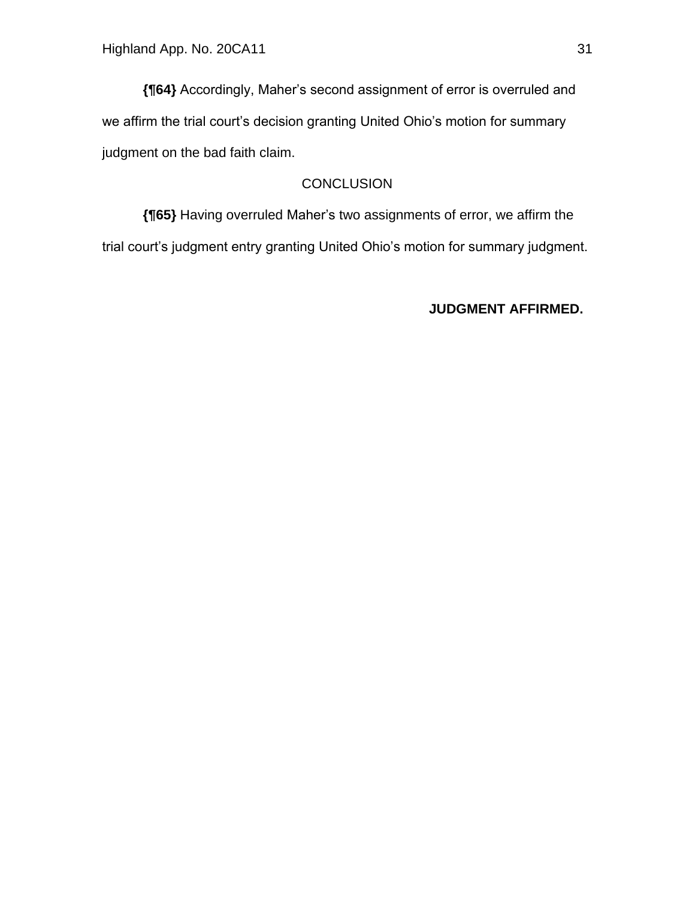**{¶64}** Accordingly, Maher's second assignment of error is overruled and we affirm the trial court's decision granting United Ohio's motion for summary judgment on the bad faith claim.

CONCLUSION

**{¶65}** Having overruled Maher's two assignments of error, we affirm the trial court's judgment entry granting United Ohio's motion for summary judgment.

**JUDGMENT AFFIRMED.**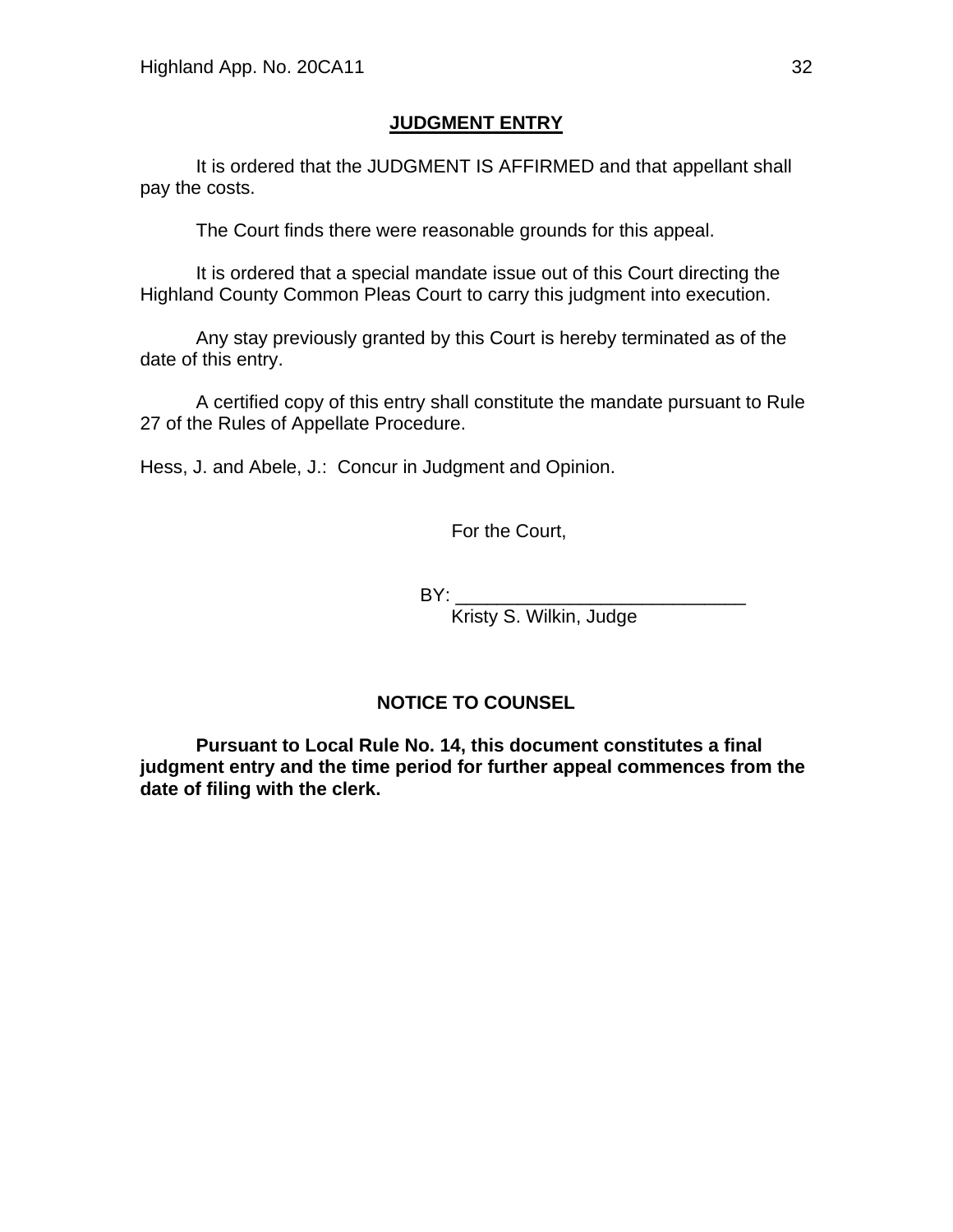## JUDGMENT ENTRY

It is ordered that the JUDGMENT IS AFFIRMED and that appellant shall pay the costs.

The Court finds there were reasonable grounds for this appeal.

It is ordered that a special mandate issue out of this Court directing the Highland County Common Pleas Court to carry this judgment into execution.

Any stay previously granted by this Court is hereby terminated as of the date of this entry.

A certified copy of this entry shall constitute the mandate pursuant to Rule 27 of the Rules of Appellate Procedure.

Hess, J. and Abele, J.: Concur in Judgment and Opinion.

For the Court,

BY: ____________________________
Kristy S. Wilkin, Judge

## NOTICE TO COUNSEL

**Pursuant to Local Rule No. 14, this document constitutes a final judgment entry and the time period for further appeal commences from the date of filing with the clerk.**